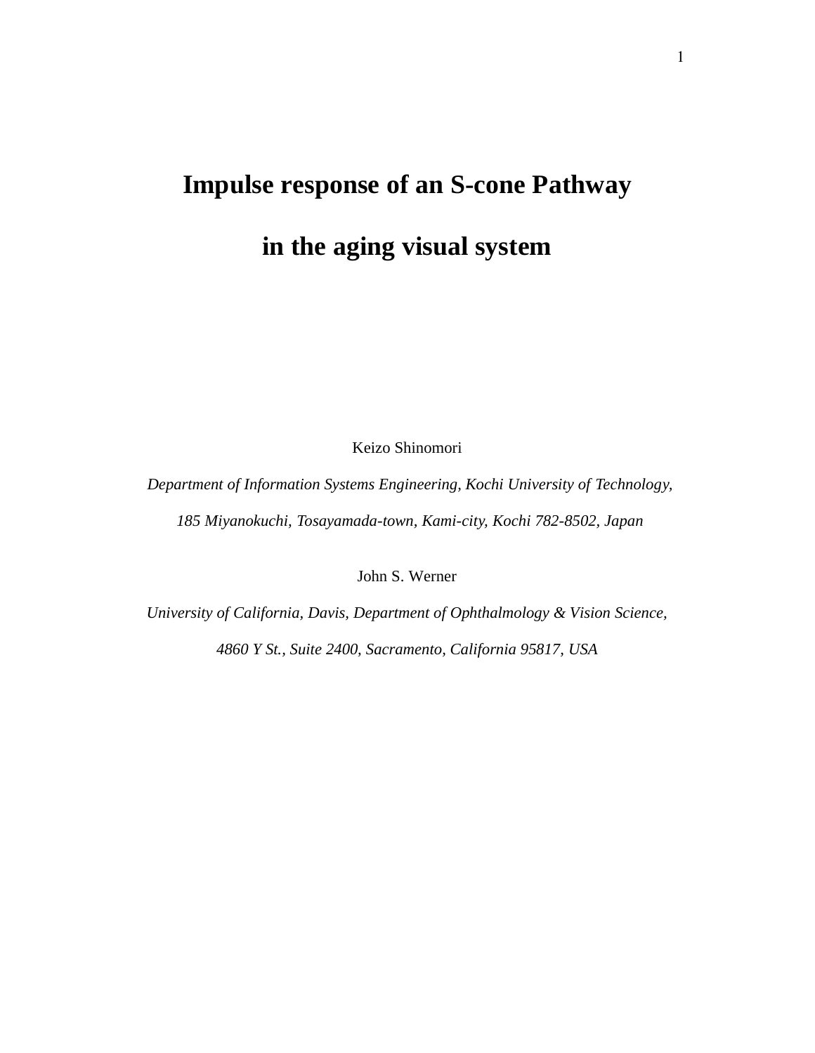# Impulse response of an S-cone Pathway

# in the aging visual system

Keizo Shinomori

*Department of Information Systems Engineering, Kochi University of Technology,*

*185 Miyanokuchi, Tosayamada-town, Kami-city, Kochi 782-8502, Japan*

John S. Werner

*University of California, Davis, Department of Ophthalmology & Vision Science,*

*4860 Y St., Suite 2400, Sacramento, California 95817, USA*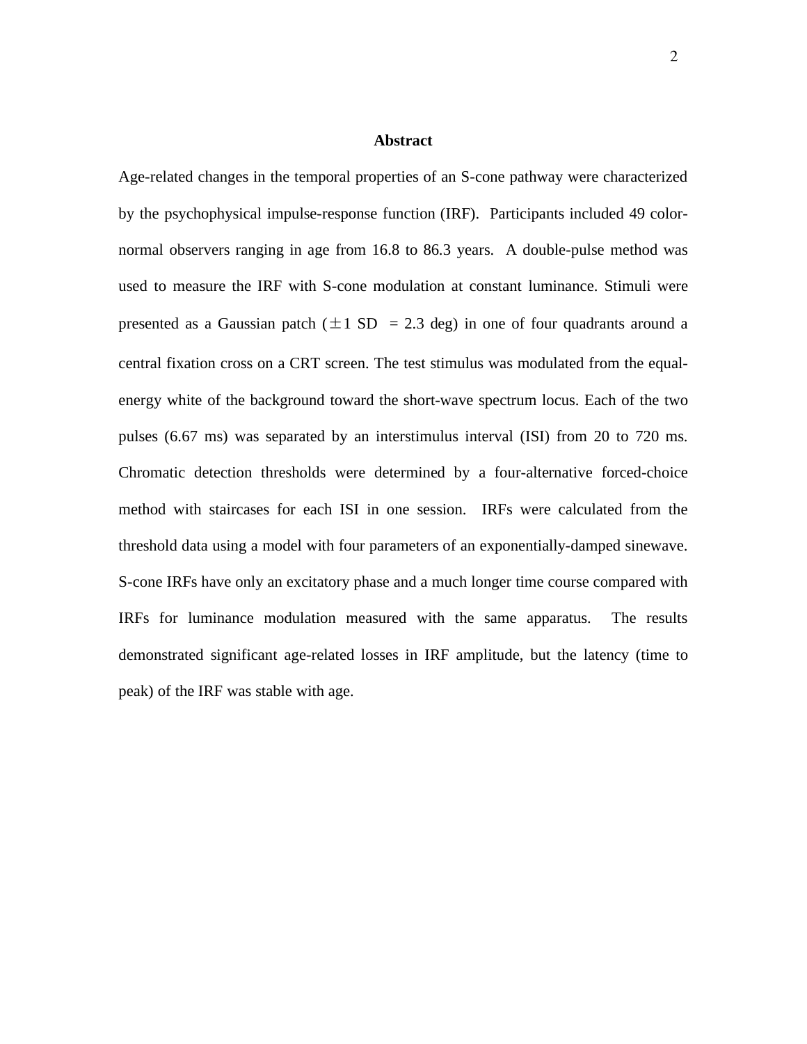# Abstract

Age-related changes in the temporal properties of an S-cone pathway were characterized by the psychophysical impulse-response function (IRF). Participants included 49 color-normal observers ranging in age from 16.8 to 86.3 years. A double-pulse method was used to measure the IRF with S-cone modulation at constant luminance. Stimuli were presented as a Gaussian patch ($\pm$1 SD = 2.3 deg) in one of four quadrants around a central fixation cross on a CRT screen. The test stimulus was modulated from the equal-energy white of the background toward the short-wave spectrum locus. Each of the two pulses (6.67 ms) was separated by an interstimulus interval (ISI) from 20 to 720 ms. Chromatic detection thresholds were determined by a four-alternative forced-choice method with staircases for each ISI in one session. IRFs were calculated from the threshold data using a model with four parameters of an exponentially-damped sinewave. S-cone IRFs have only an excitatory phase and a much longer time course compared with IRFs for luminance modulation measured with the same apparatus. The results demonstrated significant age-related losses in IRF amplitude, but the latency (time to peak) of the IRF was stable with age.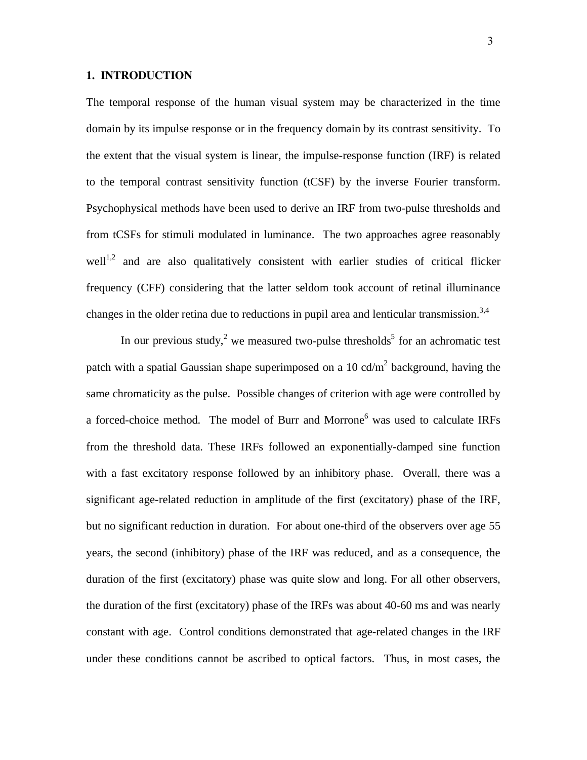## 1. INTRODUCTION

The temporal response of the human visual system may be characterized in the time domain by its impulse response or in the frequency domain by its contrast sensitivity. To the extent that the visual system is linear, the impulse-response function (IRF) is related to the temporal contrast sensitivity function (tCSF) by the inverse Fourier transform. Psychophysical methods have been used to derive an IRF from two-pulse thresholds and from tCSFs for stimuli modulated in luminance. The two approaches agree reasonably well[1,2] and are also qualitatively consistent with earlier studies of critical flicker frequency (CFF) considering that the latter seldom took account of retinal illuminance changes in the older retina due to reductions in pupil area and lenticular transmission.[3,4]

In our previous study,[2] we measured two-pulse thresholds[5] for an achromatic test patch with a spatial Gaussian shape superimposed on a 10 cd/m$^2$ background, having the same chromaticity as the pulse. Possible changes of criterion with age were controlled by a forced-choice method. The model of Burr and Morrone[6] was used to calculate IRFs from the threshold data. These IRFs followed an exponentially-damped sine function with a fast excitatory response followed by an inhibitory phase. Overall, there was a significant age-related reduction in amplitude of the first (excitatory) phase of the IRF, but no significant reduction in duration. For about one-third of the observers over age 55 years, the second (inhibitory) phase of the IRF was reduced, and as a consequence, the duration of the first (excitatory) phase was quite slow and long. For all other observers, the duration of the first (excitatory) phase of the IRFs was about 40-60 ms and was nearly constant with age. Control conditions demonstrated that age-related changes in the IRF under these conditions cannot be ascribed to optical factors. Thus, in most cases, the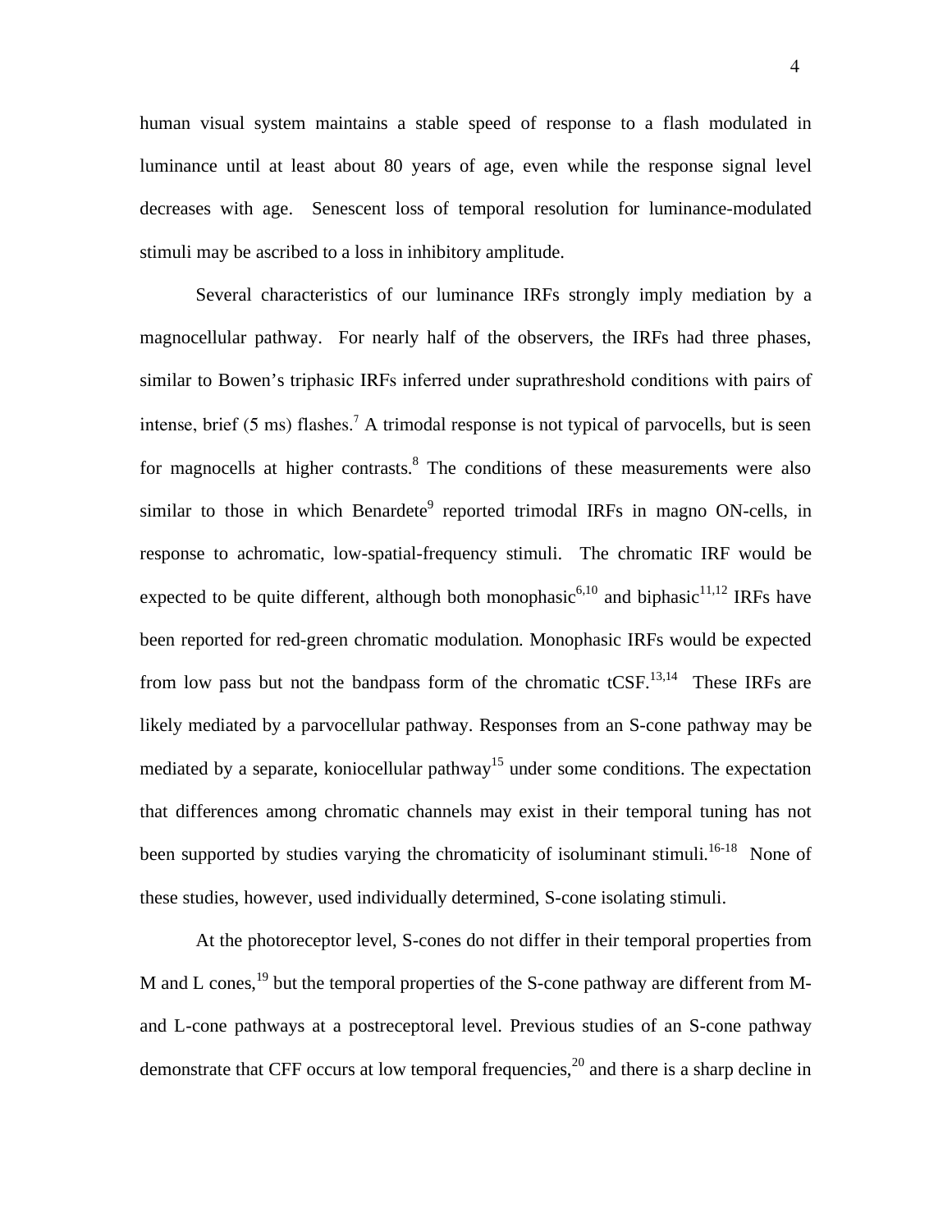human visual system maintains a stable speed of response to a flash modulated in luminance until at least about 80 years of age, even while the response signal level decreases with age. Senescent loss of temporal resolution for luminance-modulated stimuli may be ascribed to a loss in inhibitory amplitude.

Several characteristics of our luminance IRFs strongly imply mediation by a magnocellular pathway. For nearly half of the observers, the IRFs had three phases, similar to Bowen's triphasic IRFs inferred under suprathreshold conditions with pairs of intense, brief (5 ms) flashes.[7] A trimodal response is not typical of parvocells, but is seen for magnocells at higher contrasts.[8] The conditions of these measurements were also similar to those in which Benardete[9] reported trimodal IRFs in magno ON-cells, in response to achromatic, low-spatial-frequency stimuli. The chromatic IRF would be expected to be quite different, although both monophasic[6,10] and biphasic[11,12] IRFs have been reported for red-green chromatic modulation. Monophasic IRFs would be expected from low pass but not the bandpass form of the chromatic tCSF.[13,14] These IRFs are likely mediated by a parvocellular pathway. Responses from an S-cone pathway may be mediated by a separate, koniocellular pathway[15] under some conditions. The expectation that differences among chromatic channels may exist in their temporal tuning has not been supported by studies varying the chromaticity of isoluminant stimuli.[16-18] None of these studies, however, used individually determined, S-cone isolating stimuli.

At the photoreceptor level, S-cones do not differ in their temporal properties from M and L cones,[19] but the temporal properties of the S-cone pathway are different from M- and L-cone pathways at a postreceptoral level. Previous studies of an S-cone pathway demonstrate that CFF occurs at low temporal frequencies,[20] and there is a sharp decline in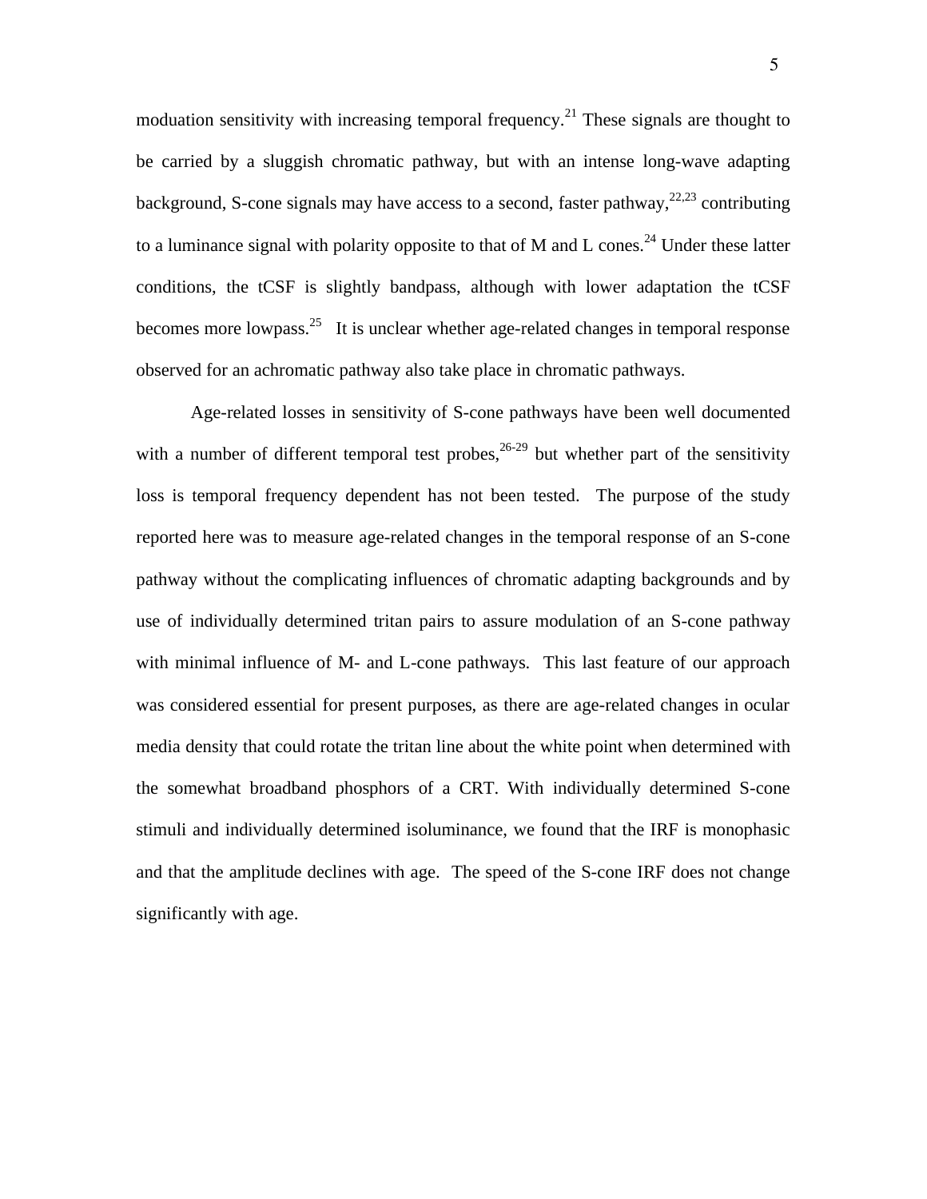moduation sensitivity with increasing temporal frequency.[21] These signals are thought to be carried by a sluggish chromatic pathway, but with an intense long-wave adapting background, S-cone signals may have access to a second, faster pathway,[22,23] contributing to a luminance signal with polarity opposite to that of M and L cones.[24] Under these latter conditions, the tCSF is slightly bandpass, although with lower adaptation the tCSF becomes more lowpass.[25] It is unclear whether age-related changes in temporal response observed for an achromatic pathway also take place in chromatic pathways.

Age-related losses in sensitivity of S-cone pathways have been well documented with a number of different temporal test probes,[26-29] but whether part of the sensitivity loss is temporal frequency dependent has not been tested. The purpose of the study reported here was to measure age-related changes in the temporal response of an S-cone pathway without the complicating influences of chromatic adapting backgrounds and by use of individually determined tritan pairs to assure modulation of an S-cone pathway with minimal influence of M- and L-cone pathways. This last feature of our approach was considered essential for present purposes, as there are age-related changes in ocular media density that could rotate the tritan line about the white point when determined with the somewhat broadband phosphors of a CRT. With individually determined S-cone stimuli and individually determined isoluminance, we found that the IRF is monophasic and that the amplitude declines with age. The speed of the S-cone IRF does not change significantly with age.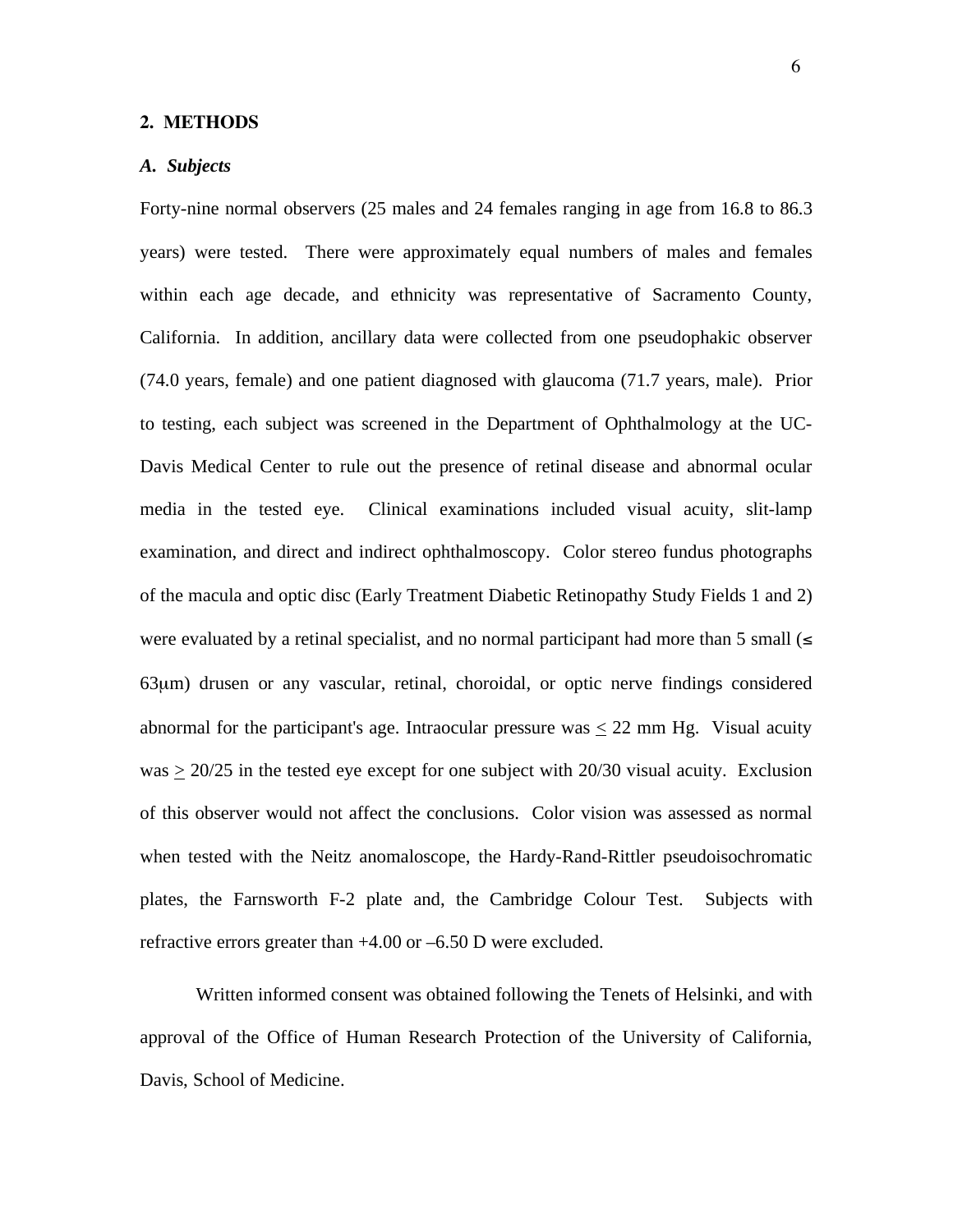## 2. METHODS

### *A. Subjects*

Forty-nine normal observers (25 males and 24 females ranging in age from 16.8 to 86.3 years) were tested. There were approximately equal numbers of males and females within each age decade, and ethnicity was representative of Sacramento County, California. In addition, ancillary data were collected from one pseudophakic observer (74.0 years, female) and one patient diagnosed with glaucoma (71.7 years, male). Prior to testing, each subject was screened in the Department of Ophthalmology at the UC-Davis Medical Center to rule out the presence of retinal disease and abnormal ocular media in the tested eye. Clinical examinations included visual acuity, slit-lamp examination, and direct and indirect ophthalmoscopy. Color stereo fundus photographs of the macula and optic disc (Early Treatment Diabetic Retinopathy Study Fields 1 and 2) were evaluated by a retinal specialist, and no normal participant had more than 5 small ($\leq$ 63μm) drusen or any vascular, retinal, choroidal, or optic nerve findings considered abnormal for the participant's age. Intraocular pressure was $\leq$ 22 mm Hg. Visual acuity was $\geq$ 20/25 in the tested eye except for one subject with 20/30 visual acuity. Exclusion of this observer would not affect the conclusions. Color vision was assessed as normal when tested with the Neitz anomaloscope, the Hardy-Rand-Rittler pseudoisochromatic plates, the Farnsworth F-2 plate and, the Cambridge Colour Test. Subjects with refractive errors greater than +4.00 or –6.50 D were excluded.

Written informed consent was obtained following the Tenets of Helsinki, and with approval of the Office of Human Research Protection of the University of California, Davis, School of Medicine.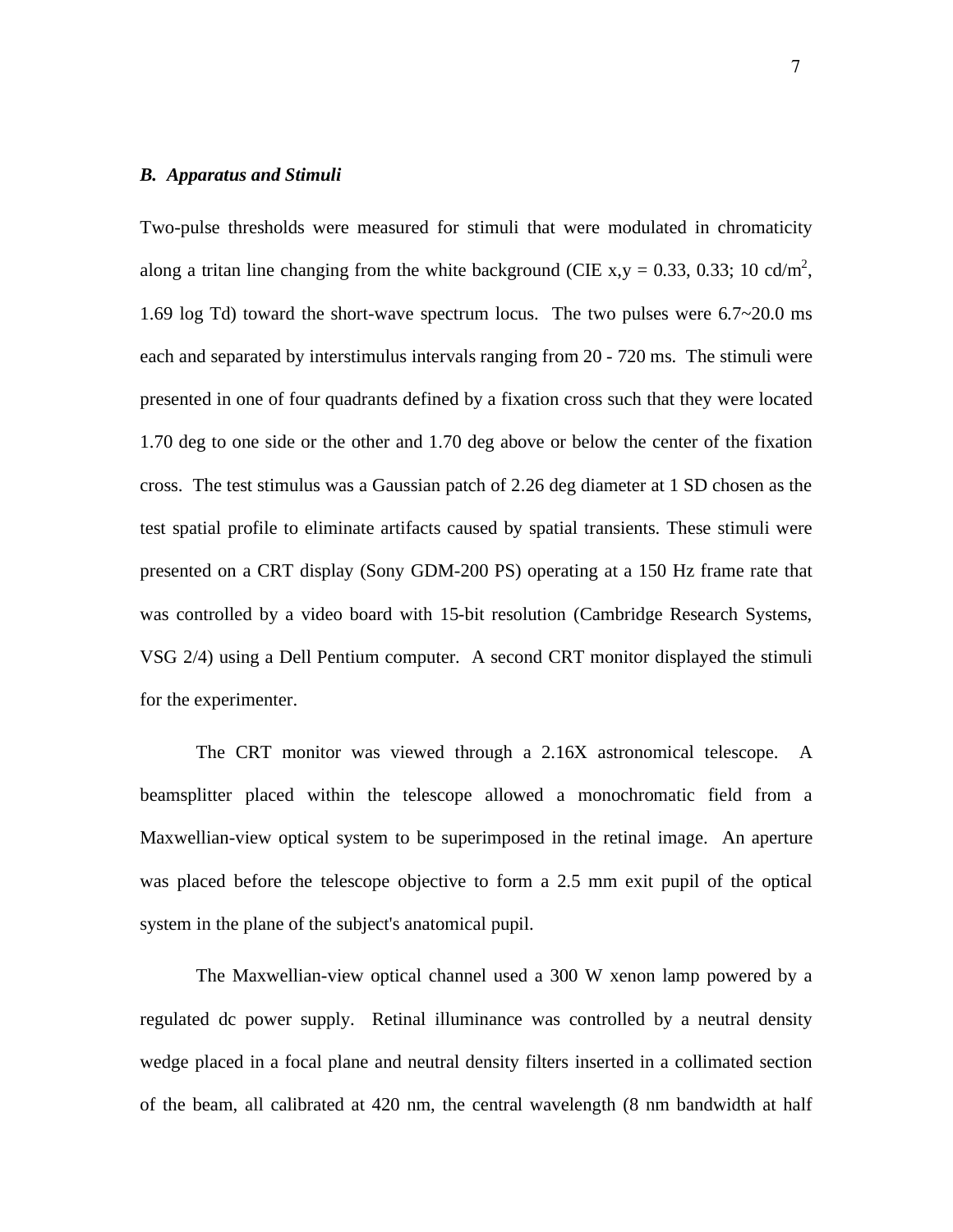### *B. Apparatus and Stimuli*

Two-pulse thresholds were measured for stimuli that were modulated in chromaticity along a tritan line changing from the white background (CIE x,y = 0.33, 0.33; 10 cd/$m^2$, 1.69 log Td) toward the short-wave spectrum locus. The two pulses were 6.7~20.0 ms each and separated by interstimulus intervals ranging from 20 - 720 ms. The stimuli were presented in one of four quadrants defined by a fixation cross such that they were located 1.70 deg to one side or the other and 1.70 deg above or below the center of the fixation cross. The test stimulus was a Gaussian patch of 2.26 deg diameter at 1 SD chosen as the test spatial profile to eliminate artifacts caused by spatial transients. These stimuli were presented on a CRT display (Sony GDM-200 PS) operating at a 150 Hz frame rate that was controlled by a video board with 15-bit resolution (Cambridge Research Systems, VSG 2/4) using a Dell Pentium computer. A second CRT monitor displayed the stimuli for the experimenter.

The CRT monitor was viewed through a 2.16X astronomical telescope. A beamsplitter placed within the telescope allowed a monochromatic field from a Maxwellian-view optical system to be superimposed in the retinal image. An aperture was placed before the telescope objective to form a 2.5 mm exit pupil of the optical system in the plane of the subject's anatomical pupil.

The Maxwellian-view optical channel used a 300 W xenon lamp powered by a regulated dc power supply. Retinal illuminance was controlled by a neutral density wedge placed in a focal plane and neutral density filters inserted in a collimated section of the beam, all calibrated at 420 nm, the central wavelength (8 nm bandwidth at half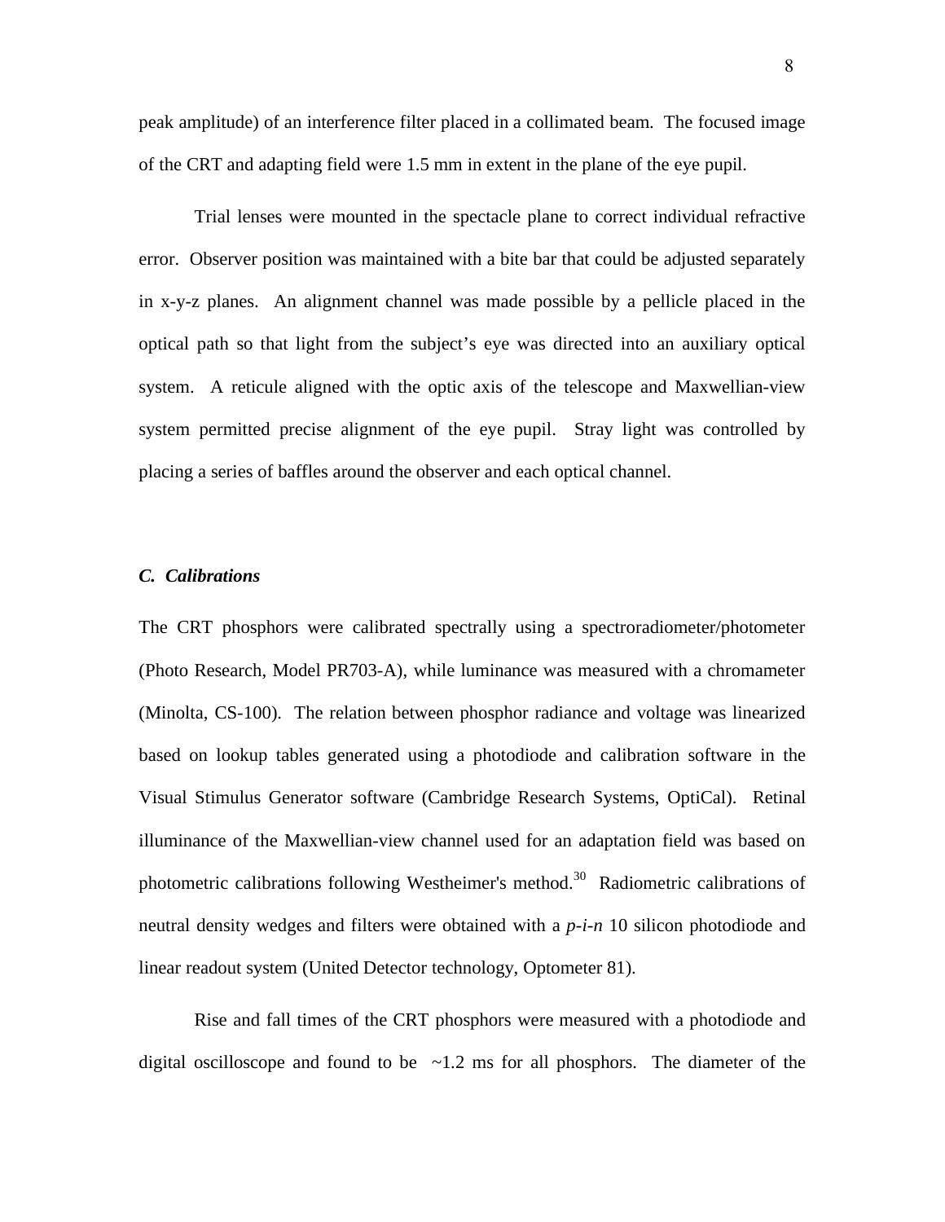peak amplitude) of an interference filter placed in a collimated beam. The focused image of the CRT and adapting field were 1.5 mm in extent in the plane of the eye pupil.

Trial lenses were mounted in the spectacle plane to correct individual refractive error. Observer position was maintained with a bite bar that could be adjusted separately in x-y-z planes. An alignment channel was made possible by a pellicle placed in the optical path so that light from the subject's eye was directed into an auxiliary optical system. A reticule aligned with the optic axis of the telescope and Maxwellian-view system permitted precise alignment of the eye pupil. Stray light was controlled by placing a series of baffles around the observer and each optical channel.

### *C. Calibrations*

The CRT phosphors were calibrated spectrally using a spectroradiometer/photometer (Photo Research, Model PR703-A), while luminance was measured with a chromameter (Minolta, CS-100). The relation between phosphor radiance and voltage was linearized based on lookup tables generated using a photodiode and calibration software in the Visual Stimulus Generator software (Cambridge Research Systems, OptiCal). Retinal illuminance of the Maxwellian-view channel used for an adaptation field was based on photometric calibrations following Westheimer's method.[30] Radiometric calibrations of neutral density wedges and filters were obtained with a *p-i-n* 10 silicon photodiode and linear readout system (United Detector technology, Optometer 81).

Rise and fall times of the CRT phosphors were measured with a photodiode and digital oscilloscope and found to be ~1.2 ms for all phosphors. The diameter of the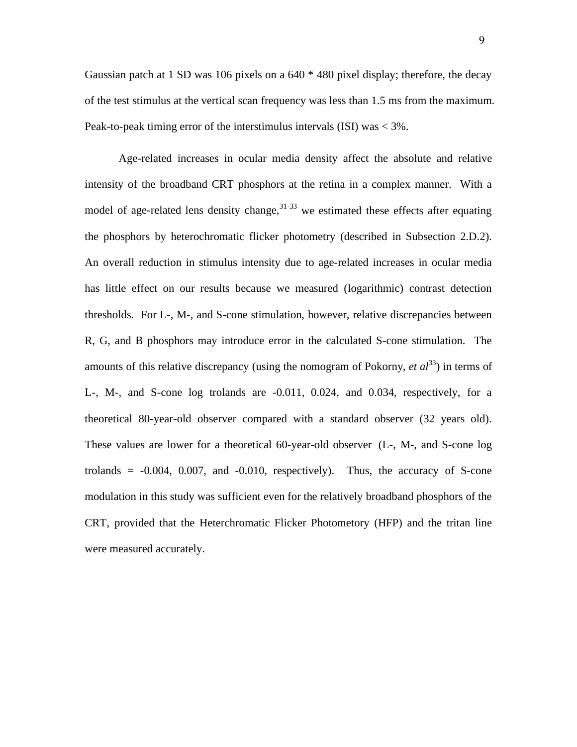Gaussian patch at 1 SD was 106 pixels on a 640 * 480 pixel display; therefore, the decay of the test stimulus at the vertical scan frequency was less than 1.5 ms from the maximum. Peak-to-peak timing error of the interstimulus intervals (ISI) was < 3%.

Age-related increases in ocular media density affect the absolute and relative intensity of the broadband CRT phosphors at the retina in a complex manner. With a model of age-related lens density change,[31-33] we estimated these effects after equating the phosphors by heterochromatic flicker photometry (described in Subsection 2.D.2). An overall reduction in stimulus intensity due to age-related increases in ocular media has little effect on our results because we measured (logarithmic) contrast detection thresholds. For L-, M-, and S-cone stimulation, however, relative discrepancies between R, G, and B phosphors may introduce error in the calculated S-cone stimulation. The amounts of this relative discrepancy (using the nomogram of Pokorny, *et al*[33]) in terms of L-, M-, and S-cone log trolands are -0.011, 0.024, and 0.034, respectively, for a theoretical 80-year-old observer compared with a standard observer (32 years old). These values are lower for a theoretical 60-year-old observer (L-, M-, and S-cone log trolands = -0.004, 0.007, and -0.010, respectively). Thus, the accuracy of S-cone modulation in this study was sufficient even for the relatively broadband phosphors of the CRT, provided that the Heterchromatic Flicker Photometory (HFP) and the tritan line were measured accurately.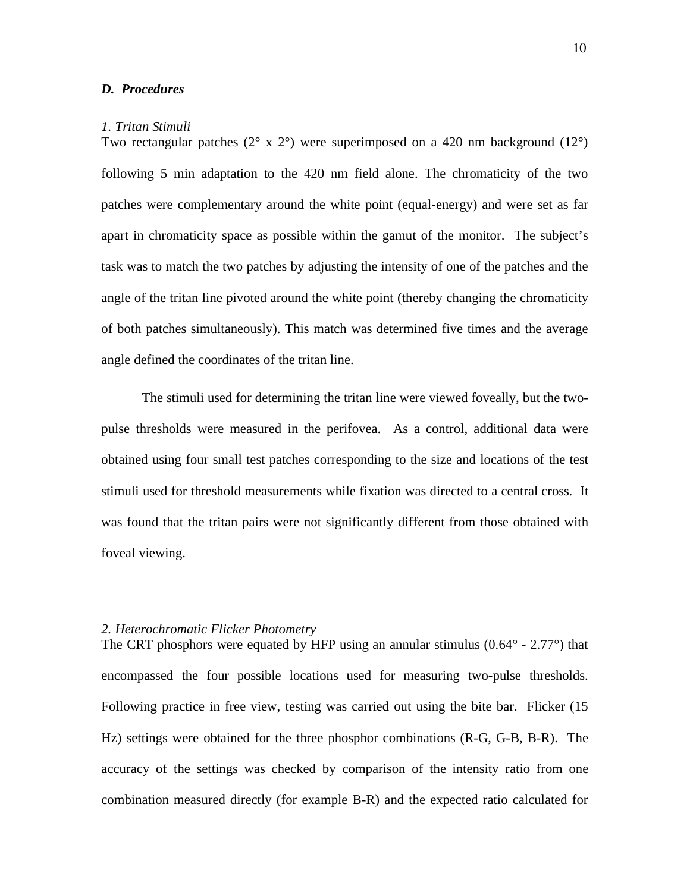### *D. Procedures*

*1. Tritan Stimuli*

Two rectangular patches (2° x 2°) were superimposed on a 420 nm background (12°) following 5 min adaptation to the 420 nm field alone. The chromaticity of the two patches were complementary around the white point (equal-energy) and were set as far apart in chromaticity space as possible within the gamut of the monitor. The subject's task was to match the two patches by adjusting the intensity of one of the patches and the angle of the tritan line pivoted around the white point (thereby changing the chromaticity of both patches simultaneously). This match was determined five times and the average angle defined the coordinates of the tritan line.

The stimuli used for determining the tritan line were viewed foveally, but the two-pulse thresholds were measured in the perifovea. As a control, additional data were obtained using four small test patches corresponding to the size and locations of the test stimuli used for threshold measurements while fixation was directed to a central cross. It was found that the tritan pairs were not significantly different from those obtained with foveal viewing.

*2. Heterochromatic Flicker Photometry*

The CRT phosphors were equated by HFP using an annular stimulus (0.64° - 2.77°) that encompassed the four possible locations used for measuring two-pulse thresholds. Following practice in free view, testing was carried out using the bite bar. Flicker (15 Hz) settings were obtained for the three phosphor combinations (R-G, G-B, B-R). The accuracy of the settings was checked by comparison of the intensity ratio from one combination measured directly (for example B-R) and the expected ratio calculated for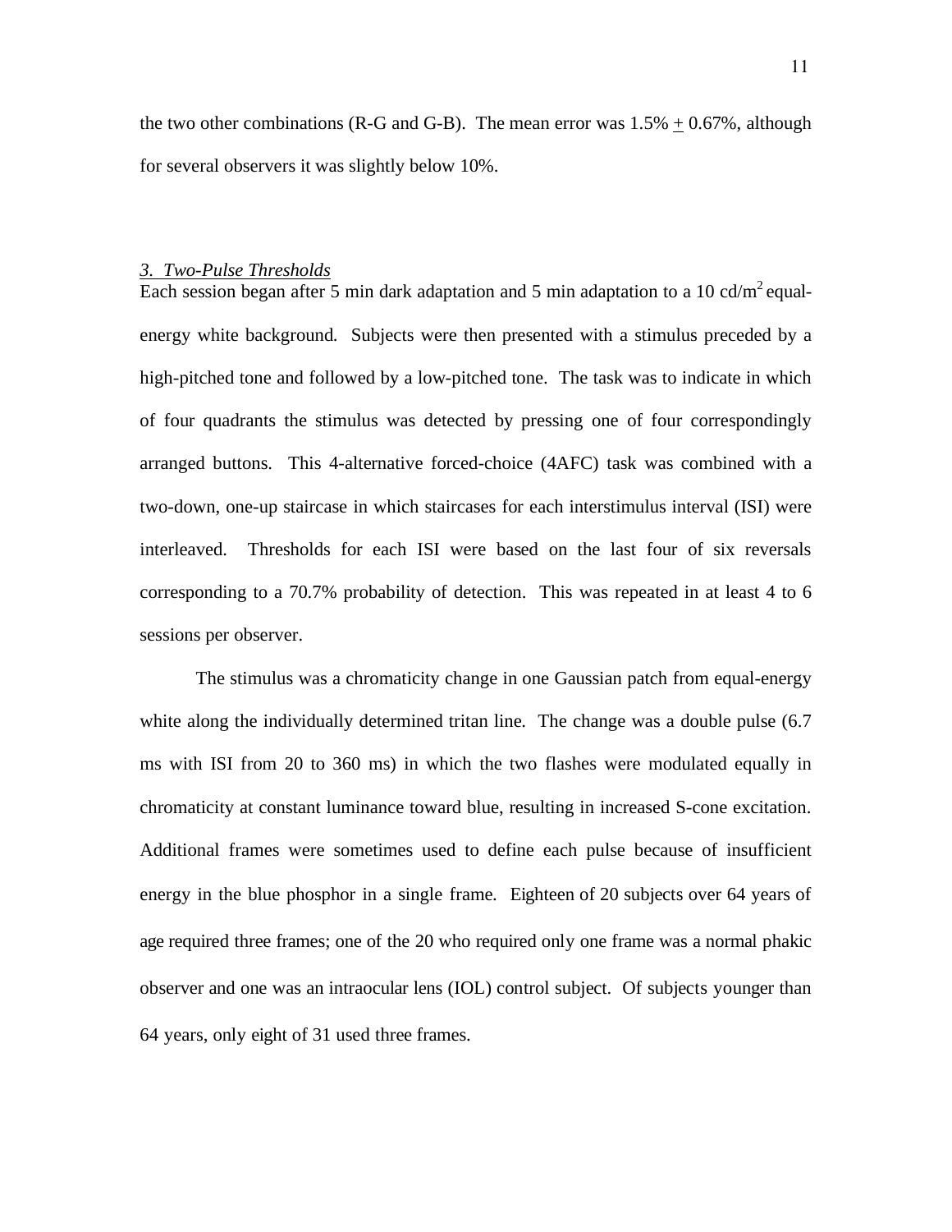the two other combinations (R-G and G-B). The mean error was 1.5% ± 0.67%, although for several observers it was slightly below 10%.

### *3. Two-Pulse Thresholds*

Each session began after 5 min dark adaptation and 5 min adaptation to a 10 cd/$m^2$ equal-energy white background. Subjects were then presented with a stimulus preceded by a high-pitched tone and followed by a low-pitched tone. The task was to indicate in which of four quadrants the stimulus was detected by pressing one of four correspondingly arranged buttons. This 4-alternative forced-choice (4AFC) task was combined with a two-down, one-up staircase in which staircases for each interstimulus interval (ISI) were interleaved. Thresholds for each ISI were based on the last four of six reversals corresponding to a 70.7% probability of detection. This was repeated in at least 4 to 6 sessions per observer.

The stimulus was a chromaticity change in one Gaussian patch from equal-energy white along the individually determined tritan line. The change was a double pulse (6.7 ms with ISI from 20 to 360 ms) in which the two flashes were modulated equally in chromaticity at constant luminance toward blue, resulting in increased S-cone excitation. Additional frames were sometimes used to define each pulse because of insufficient energy in the blue phosphor in a single frame. Eighteen of 20 subjects over 64 years of age required three frames; one of the 20 who required only one frame was a normal phakic observer and one was an intraocular lens (IOL) control subject. Of subjects younger than 64 years, only eight of 31 used three frames.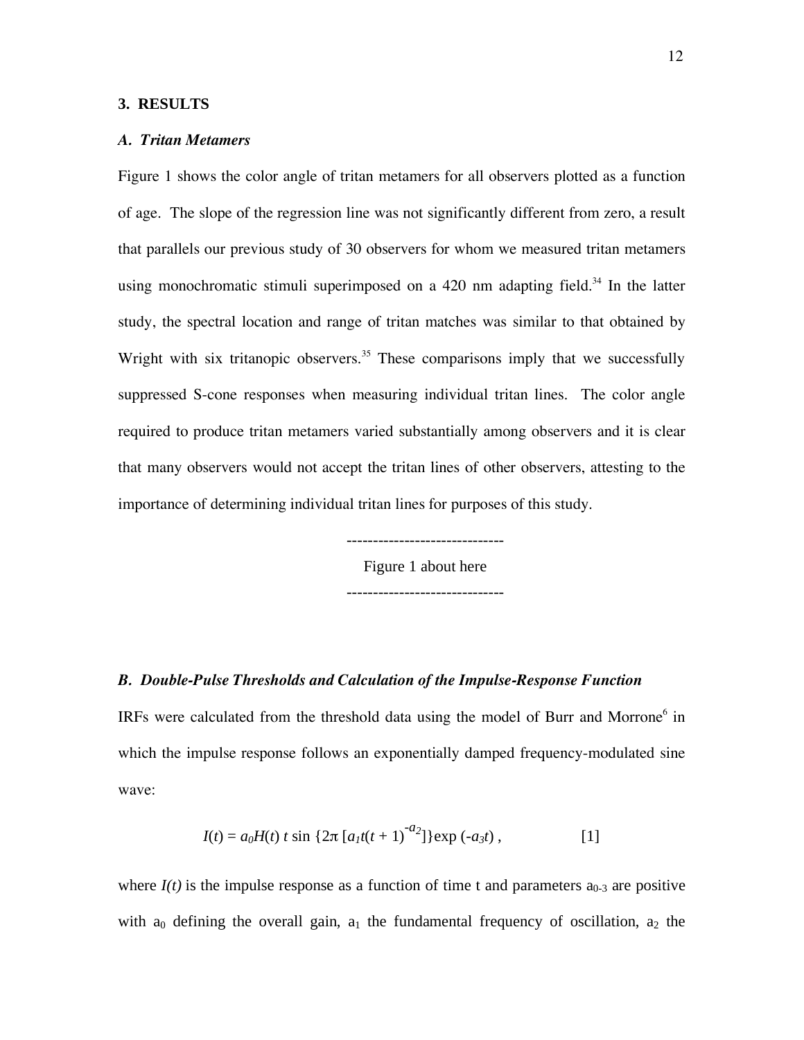### 3. RESULTS

#### *A. Tritan Metamers*

Figure 1 shows the color angle of tritan metamers for all observers plotted as a function of age. The slope of the regression line was not significantly different from zero, a result that parallels our previous study of 30 observers for whom we measured tritan metamers using monochromatic stimuli superimposed on a 420 nm adapting field.[34] In the latter study, the spectral location and range of tritan matches was similar to that obtained by Wright with six tritanopic observers.[35] These comparisons imply that we successfully suppressed S-cone responses when measuring individual tritan lines. The color angle required to produce tritan metamers varied substantially among observers and it is clear that many observers would not accept the tritan lines of other observers, attesting to the importance of determining individual tritan lines for purposes of this study.

------------------------------
Figure 1 about here
------------------------------

#### *B. Double-Pulse Thresholds and Calculation of the Impulse-Response Function*

IRFs were calculated from the threshold data using the model of Burr and Morrone[6] in which the impulse response follows an exponentially damped frequency-modulated sine wave:

$$I(t) = a_0 H(t)\, t \sin \{2\pi\, [a_1 t(t + 1)^{-a_2}]\} \exp(-a_3 t)\,, \qquad [1]$$

where $I(t)$ is the impulse response as a function of time t and parameters $a_{0\text{-}3}$ are positive with $a_0$ defining the overall gain, $a_1$ the fundamental frequency of oscillation, $a_2$ the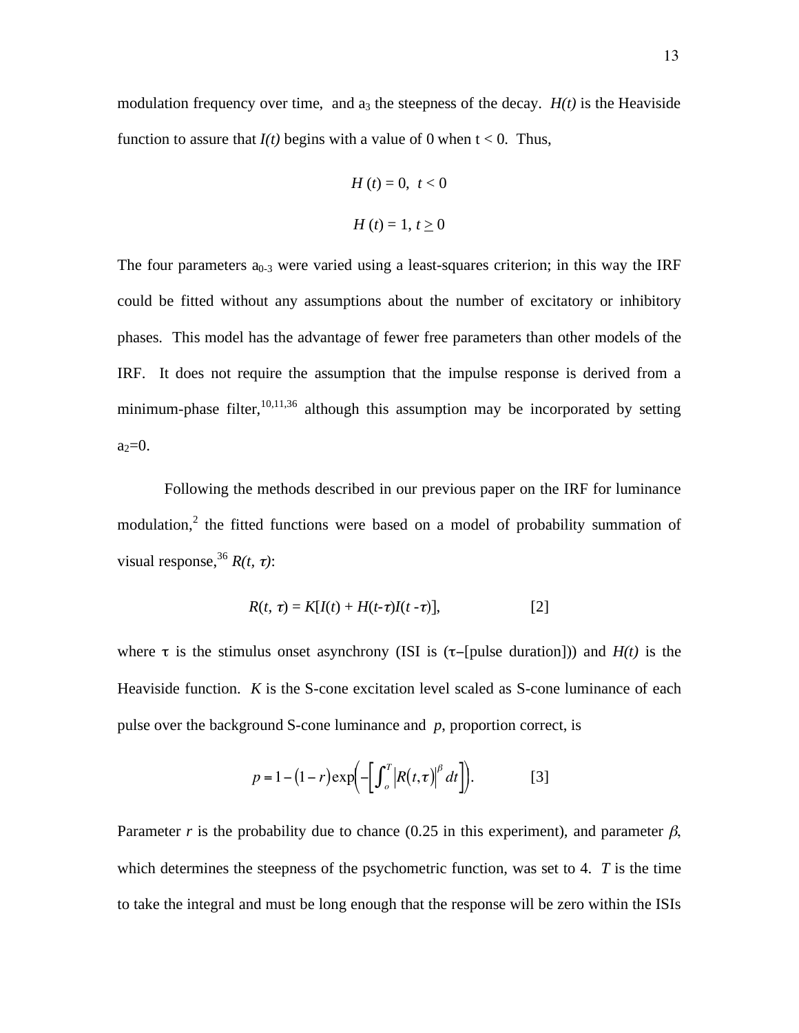modulation frequency over time, and $a_3$ the steepness of the decay. *H(t)* is the Heaviside function to assure that *I(t)* begins with a value of 0 when t < 0. Thus,

$$H(t) = 0, \quad t < 0$$

$$H(t) = 1, \quad t \geq 0$$

The four parameters $a_{0\text{-}3}$ were varied using a least-squares criterion; in this way the IRF could be fitted without any assumptions about the number of excitatory or inhibitory phases. This model has the advantage of fewer free parameters than other models of the IRF. It does not require the assumption that the impulse response is derived from a minimum-phase filter,[10,11,36] although this assumption may be incorporated by setting $a_2$=0.

Following the methods described in our previous paper on the IRF for luminance modulation,[2] the fitted functions were based on a model of probability summation of visual response,[36] $R(t, \tau)$:

$$R(t, \tau) = K[I(t) + H(t-\tau)I(t - \tau)], \qquad [2]$$

where $\tau$ is the stimulus onset asynchrony (ISI is ($\tau$–[pulse duration])) and *H(t)* is the Heaviside function. *K* is the S-cone excitation level scaled as S-cone luminance of each pulse over the background S-cone luminance and *p*, proportion correct, is

$$p = 1 - (1 - r)\exp\left(-\left[\int_o^T \left|R(t,\tau)\right|^{\beta} dt\right]\right). \qquad [3]$$

Parameter *r* is the probability due to chance (0.25 in this experiment), and parameter $\beta$, which determines the steepness of the psychometric function, was set to 4. *T* is the time to take the integral and must be long enough that the response will be zero within the ISIs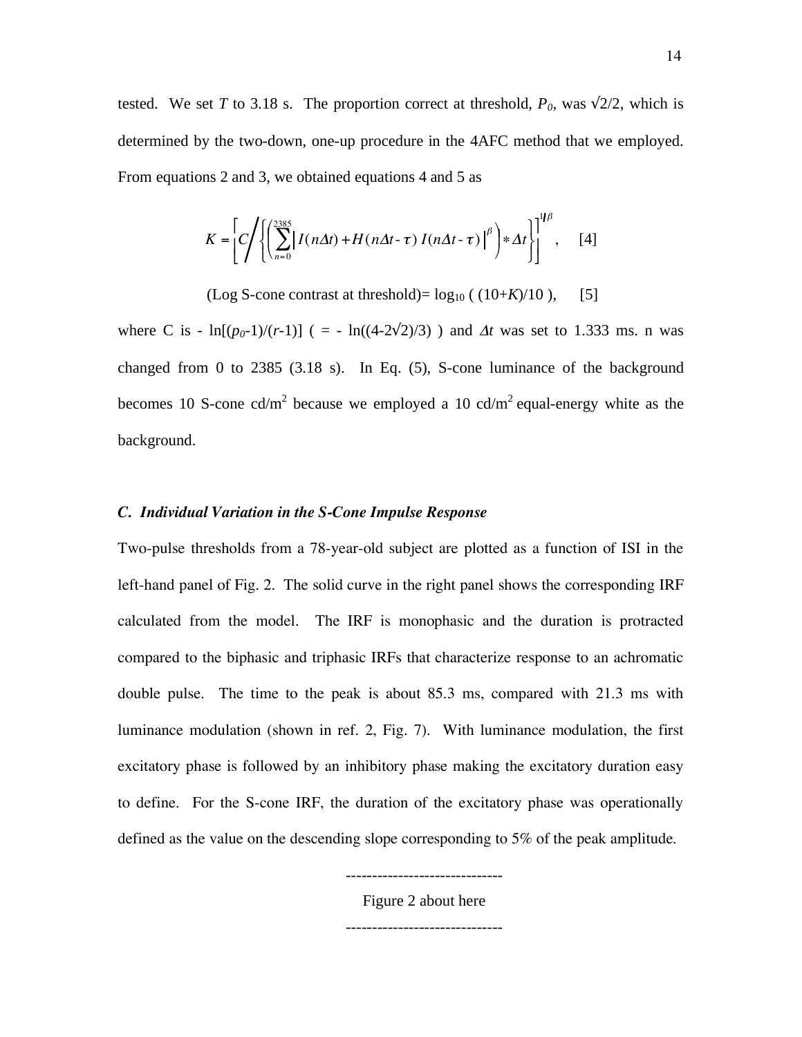tested. We set $T$ to 3.18 s. The proportion correct at threshold, $P_0$, was √2/2, which is determined by the two-down, one-up procedure in the 4AFC method that we employed. From equations 2 and 3, we obtained equations 4 and 5 as

$$K = \left[ C \bigg/ \left\{ \left( \sum_{n=0}^{2385} \left| I(n\Delta t) + H(n\Delta t - \tau)\, I(n\Delta t - \tau) \right|^{\beta} \right) * \Delta t \right\} \right]^{1/\beta}, \quad [4]$$

$$\text{(Log S-cone contrast at threshold)} = \log_{10} \left( (10+K)/10 \right), \quad [5]$$

where C is $-\ln[(p_0-1)/(r-1)]$ ( $= -\ln((4-2\sqrt{2})/3)$ ) and $\Delta t$ was set to 1.333 ms. n was changed from 0 to 2385 (3.18 s). In Eq. (5), S-cone luminance of the background becomes 10 S-cone cd/m$^2$ because we employed a 10 cd/m$^2$ equal-energy white as the background.

### *C. Individual Variation in the S-Cone Impulse Response*

Two-pulse thresholds from a 78-year-old subject are plotted as a function of ISI in the left-hand panel of Fig. 2. The solid curve in the right panel shows the corresponding IRF calculated from the model. The IRF is monophasic and the duration is protracted compared to the biphasic and triphasic IRFs that characterize response to an achromatic double pulse. The time to the peak is about 85.3 ms, compared with 21.3 ms with luminance modulation (shown in ref. 2, Fig. 7). With luminance modulation, the first excitatory phase is followed by an inhibitory phase making the excitatory duration easy to define. For the S-cone IRF, the duration of the excitatory phase was operationally defined as the value on the descending slope corresponding to 5% of the peak amplitude.

------------------------------

Figure 2 about here

------------------------------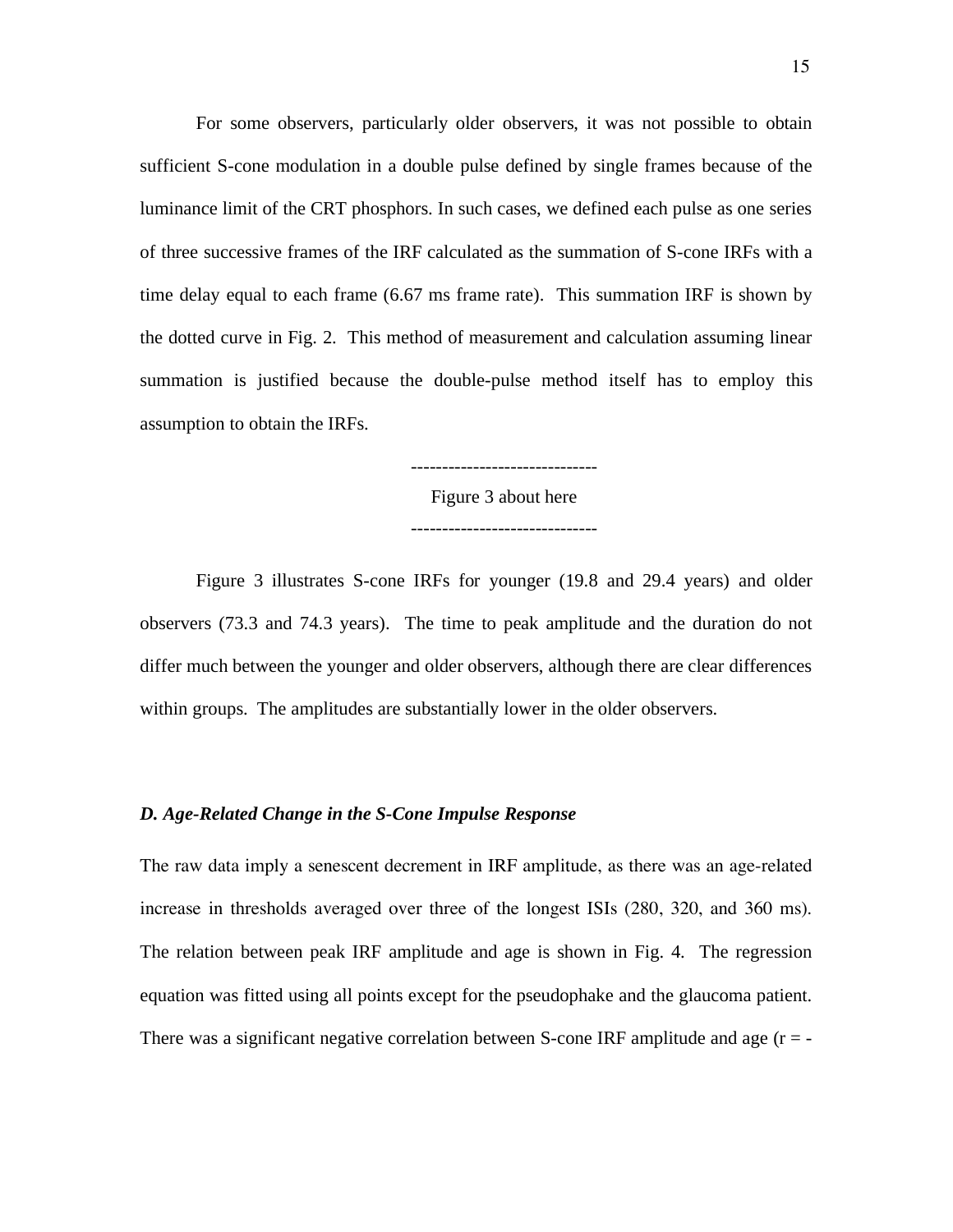For some observers, particularly older observers, it was not possible to obtain sufficient S-cone modulation in a double pulse defined by single frames because of the luminance limit of the CRT phosphors. In such cases, we defined each pulse as one series of three successive frames of the IRF calculated as the summation of S-cone IRFs with a time delay equal to each frame (6.67 ms frame rate). This summation IRF is shown by the dotted curve in Fig. 2. This method of measurement and calculation assuming linear summation is justified because the double-pulse method itself has to employ this assumption to obtain the IRFs.

------------------------------

Figure 3 about here

------------------------------

Figure 3 illustrates S-cone IRFs for younger (19.8 and 29.4 years) and older observers (73.3 and 74.3 years). The time to peak amplitude and the duration do not differ much between the younger and older observers, although there are clear differences within groups. The amplitudes are substantially lower in the older observers.

### *D. Age-Related Change in the S-Cone Impulse Response*

The raw data imply a senescent decrement in IRF amplitude, as there was an age-related increase in thresholds averaged over three of the longest ISIs (280, 320, and 360 ms). The relation between peak IRF amplitude and age is shown in Fig. 4. The regression equation was fitted using all points except for the pseudophake and the glaucoma patient. There was a significant negative correlation between S-cone IRF amplitude and age (r = -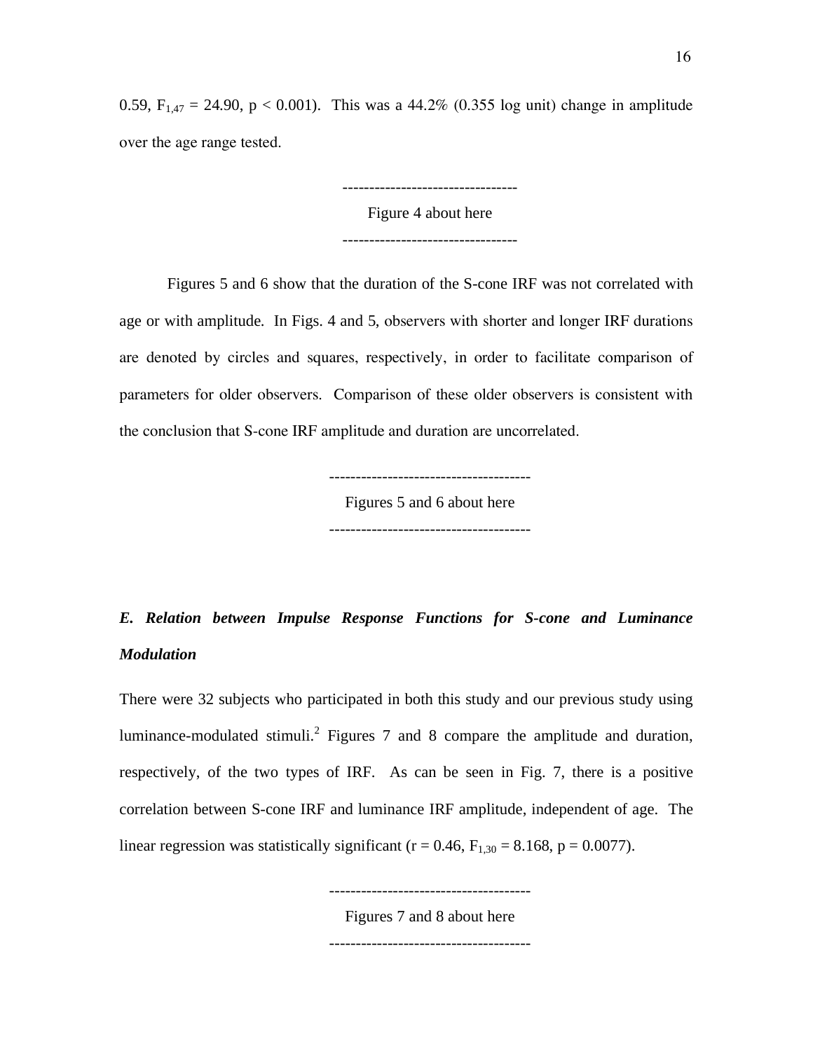0.59, $F_{1,47} = 24.90$, $p < 0.001$). This was a 44.2% (0.355 log unit) change in amplitude over the age range tested.

---------------------------------

Figure 4 about here

---------------------------------

Figures 5 and 6 show that the duration of the S-cone IRF was not correlated with age or with amplitude. In Figs. 4 and 5, observers with shorter and longer IRF durations are denoted by circles and squares, respectively, in order to facilitate comparison of parameters for older observers. Comparison of these older observers is consistent with the conclusion that S-cone IRF amplitude and duration are uncorrelated.

--------------------------------------

Figures 5 and 6 about here

--------------------------------------

### *E. Relation between Impulse Response Functions for S-cone and Luminance Modulation*

There were 32 subjects who participated in both this study and our previous study using luminance-modulated stimuli.[2] Figures 7 and 8 compare the amplitude and duration, respectively, of the two types of IRF. As can be seen in Fig. 7, there is a positive correlation between S-cone IRF and luminance IRF amplitude, independent of age. The linear regression was statistically significant ($r = 0.46$, $F_{1,30} = 8.168$, $p = 0.0077$).

--------------------------------------

Figures 7 and 8 about here

--------------------------------------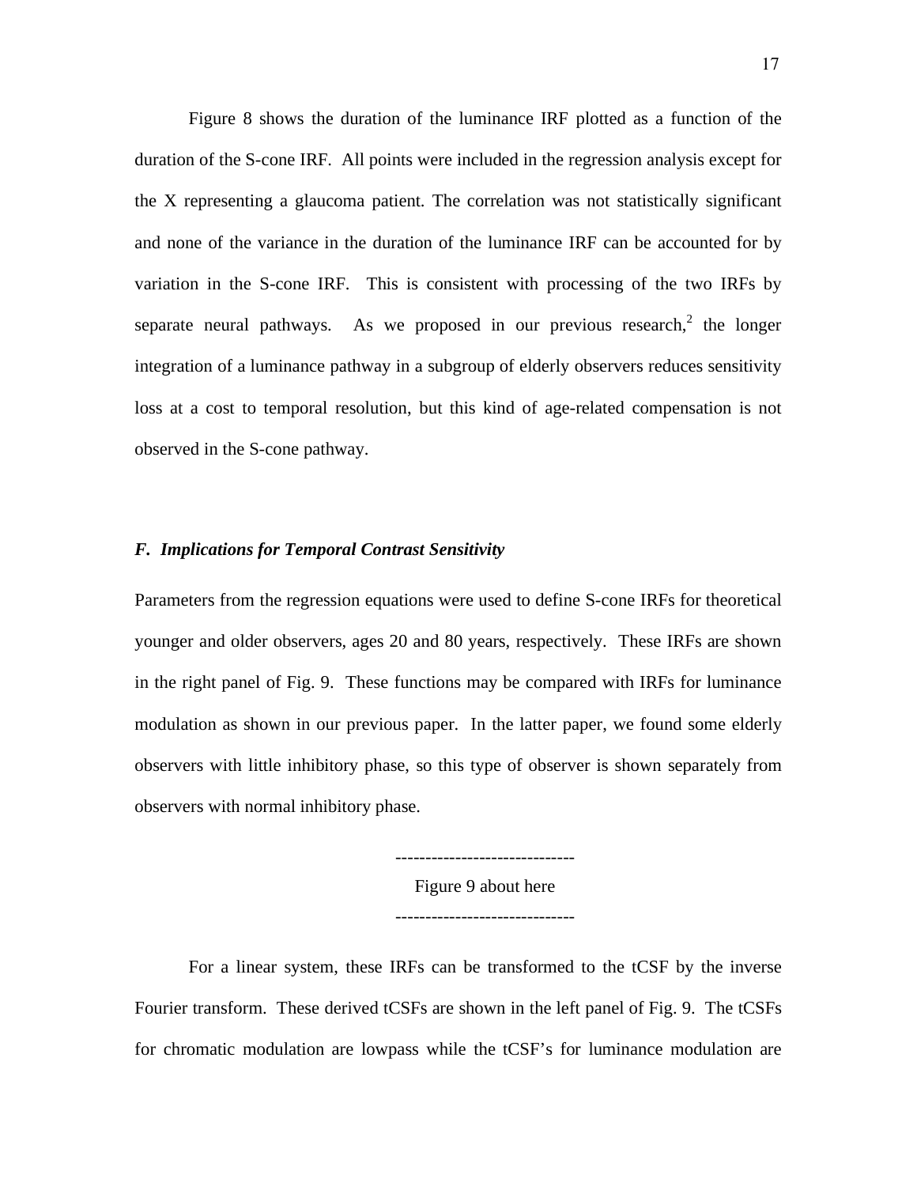Figure 8 shows the duration of the luminance IRF plotted as a function of the duration of the S-cone IRF. All points were included in the regression analysis except for the X representing a glaucoma patient. The correlation was not statistically significant and none of the variance in the duration of the luminance IRF can be accounted for by variation in the S-cone IRF. This is consistent with processing of the two IRFs by separate neural pathways. As we proposed in our previous research,[2] the longer integration of a luminance pathway in a subgroup of elderly observers reduces sensitivity loss at a cost to temporal resolution, but this kind of age-related compensation is not observed in the S-cone pathway.

### *F. Implications for Temporal Contrast Sensitivity*

Parameters from the regression equations were used to define S-cone IRFs for theoretical younger and older observers, ages 20 and 80 years, respectively. These IRFs are shown in the right panel of Fig. 9. These functions may be compared with IRFs for luminance modulation as shown in our previous paper. In the latter paper, we found some elderly observers with little inhibitory phase, so this type of observer is shown separately from observers with normal inhibitory phase.

------------------------------
Figure 9 about here
------------------------------

For a linear system, these IRFs can be transformed to the tCSF by the inverse Fourier transform. These derived tCSFs are shown in the left panel of Fig. 9. The tCSFs for chromatic modulation are lowpass while the tCSF's for luminance modulation are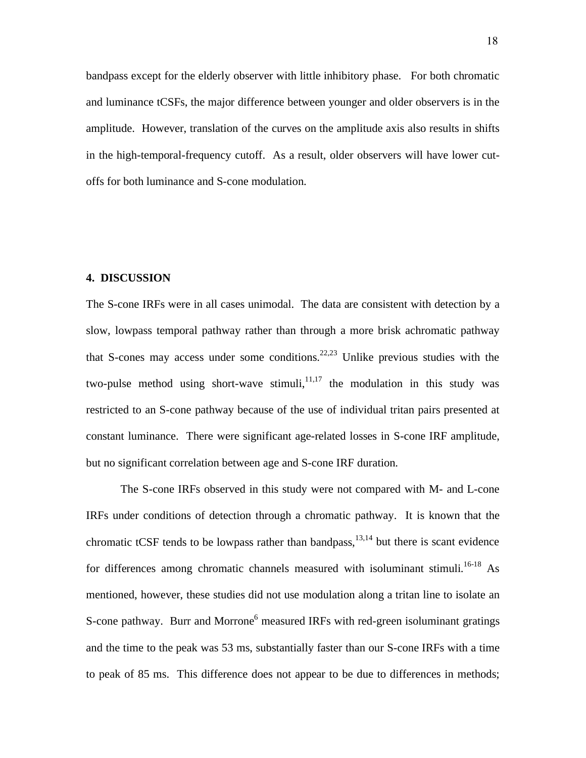bandpass except for the elderly observer with little inhibitory phase. For both chromatic and luminance tCSFs, the major difference between younger and older observers is in the amplitude. However, translation of the curves on the amplitude axis also results in shifts in the high-temporal-frequency cutoff. As a result, older observers will have lower cut-offs for both luminance and S-cone modulation.

## 4. DISCUSSION

The S-cone IRFs were in all cases unimodal. The data are consistent with detection by a slow, lowpass temporal pathway rather than through a more brisk achromatic pathway that S-cones may access under some conditions.[22,23] Unlike previous studies with the two-pulse method using short-wave stimuli,[11,17] the modulation in this study was restricted to an S-cone pathway because of the use of individual tritan pairs presented at constant luminance. There were significant age-related losses in S-cone IRF amplitude, but no significant correlation between age and S-cone IRF duration.

The S-cone IRFs observed in this study were not compared with M- and L-cone IRFs under conditions of detection through a chromatic pathway. It is known that the chromatic tCSF tends to be lowpass rather than bandpass,[13,14] but there is scant evidence for differences among chromatic channels measured with isoluminant stimuli.[16-18] As mentioned, however, these studies did not use modulation along a tritan line to isolate an S-cone pathway. Burr and Morrone[6] measured IRFs with red-green isoluminant gratings and the time to the peak was 53 ms, substantially faster than our S-cone IRFs with a time to peak of 85 ms. This difference does not appear to be due to differences in methods;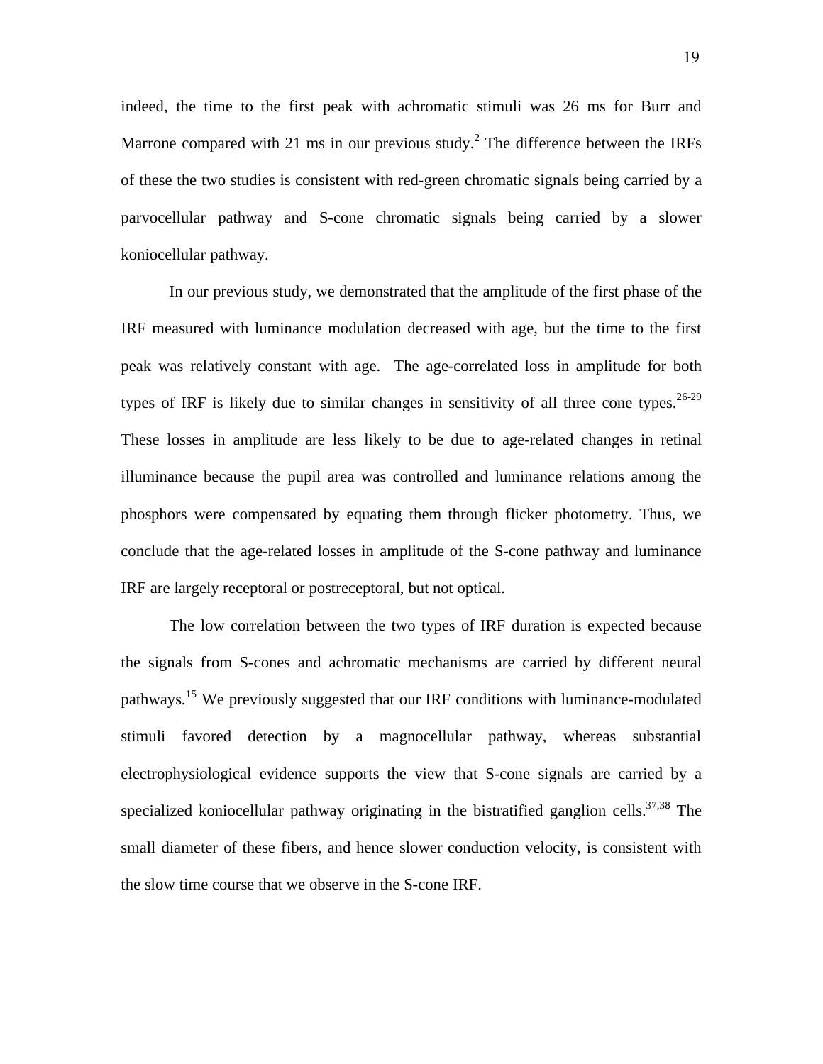indeed, the time to the first peak with achromatic stimuli was 26 ms for Burr and Marrone compared with 21 ms in our previous study.[2] The difference between the IRFs of these the two studies is consistent with red-green chromatic signals being carried by a parvocellular pathway and S-cone chromatic signals being carried by a slower koniocellular pathway.

In our previous study, we demonstrated that the amplitude of the first phase of the IRF measured with luminance modulation decreased with age, but the time to the first peak was relatively constant with age. The age-correlated loss in amplitude for both types of IRF is likely due to similar changes in sensitivity of all three cone types.[26-29] These losses in amplitude are less likely to be due to age-related changes in retinal illuminance because the pupil area was controlled and luminance relations among the phosphors were compensated by equating them through flicker photometry. Thus, we conclude that the age-related losses in amplitude of the S-cone pathway and luminance IRF are largely receptoral or postreceptoral, but not optical.

The low correlation between the two types of IRF duration is expected because the signals from S-cones and achromatic mechanisms are carried by different neural pathways.[15] We previously suggested that our IRF conditions with luminance-modulated stimuli favored detection by a magnocellular pathway, whereas substantial electrophysiological evidence supports the view that S-cone signals are carried by a specialized koniocellular pathway originating in the bistratified ganglion cells.[37,38] The small diameter of these fibers, and hence slower conduction velocity, is consistent with the slow time course that we observe in the S-cone IRF.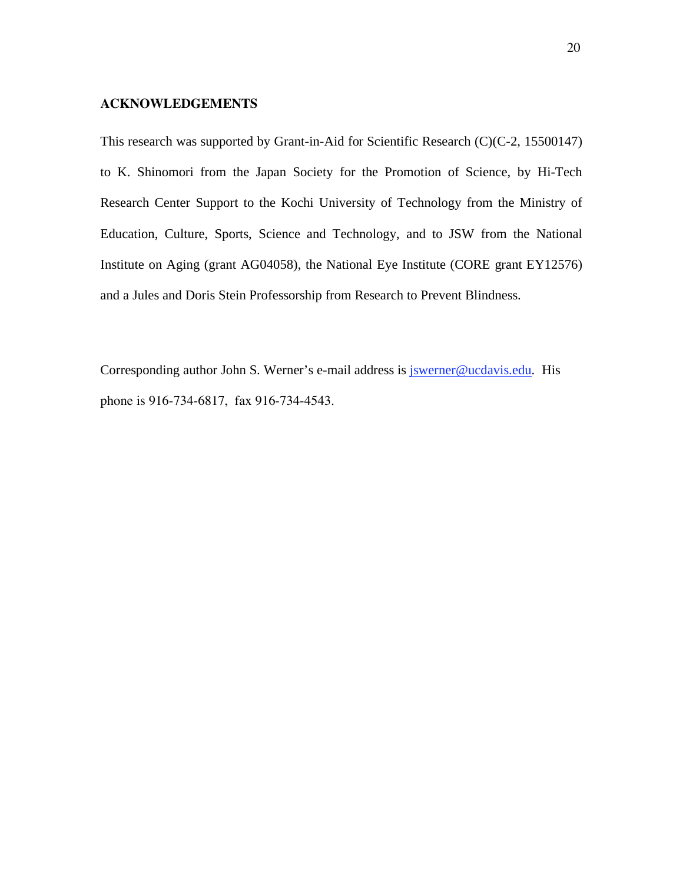## ACKNOWLEDGEMENTS

This research was supported by Grant-in-Aid for Scientific Research (C)(C-2, 15500147) to K. Shinomori from the Japan Society for the Promotion of Science, by Hi-Tech Research Center Support to the Kochi University of Technology from the Ministry of Education, Culture, Sports, Science and Technology, and to JSW from the National Institute on Aging (grant AG04058), the National Eye Institute (CORE grant EY12576) and a Jules and Doris Stein Professorship from Research to Prevent Blindness.

Corresponding author John S. Werner's e-mail address is jswerner@ucdavis.edu. His phone is 916-734-6817, fax 916-734-4543.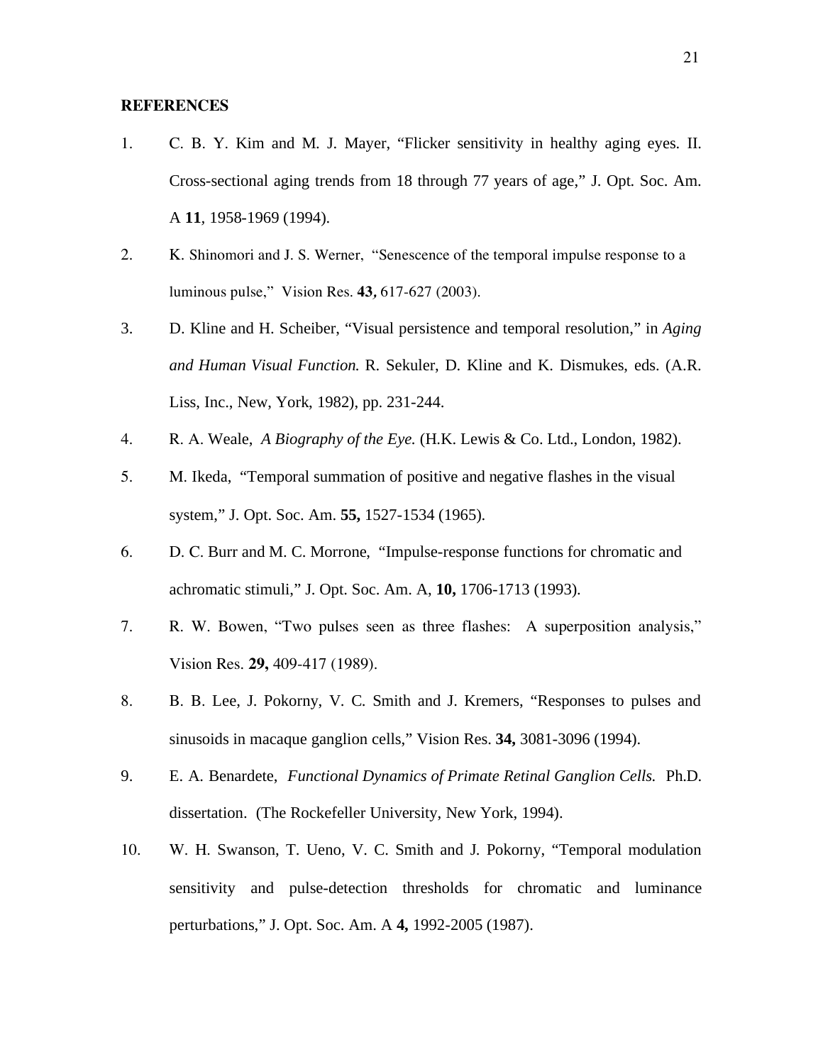## REFERENCES

1. C. B. Y. Kim and M. J. Mayer, "Flicker sensitivity in healthy aging eyes. II. Cross-sectional aging trends from 18 through 77 years of age," J. Opt. Soc. Am. A **11**, 1958-1969 (1994).
2. K. Shinomori and J. S. Werner, "Senescence of the temporal impulse response to a luminous pulse," Vision Res. **43**, 617-627 (2003).
3. D. Kline and H. Scheiber, "Visual persistence and temporal resolution," in *Aging and Human Visual Function.* R. Sekuler, D. Kline and K. Dismukes, eds. (A.R. Liss, Inc., New, York, 1982), pp. 231-244.
4. R. A. Weale, *A Biography of the Eye.* (H.K. Lewis & Co. Ltd., London, 1982).
5. M. Ikeda, "Temporal summation of positive and negative flashes in the visual system," J. Opt. Soc. Am. **55,** 1527-1534 (1965).
6. D. C. Burr and M. C. Morrone, "Impulse-response functions for chromatic and achromatic stimuli," J. Opt. Soc. Am. A, **10,** 1706-1713 (1993).
7. R. W. Bowen, "Two pulses seen as three flashes: A superposition analysis," Vision Res. **29,** 409-417 (1989).
8. B. B. Lee, J. Pokorny, V. C. Smith and J. Kremers, "Responses to pulses and sinusoids in macaque ganglion cells," Vision Res. **34,** 3081-3096 (1994).
9. E. A. Benardete, *Functional Dynamics of Primate Retinal Ganglion Cells.* Ph.D. dissertation. (The Rockefeller University, New York, 1994).
10. W. H. Swanson, T. Ueno, V. C. Smith and J. Pokorny, "Temporal modulation sensitivity and pulse-detection thresholds for chromatic and luminance perturbations," J. Opt. Soc. Am. A **4,** 1992-2005 (1987).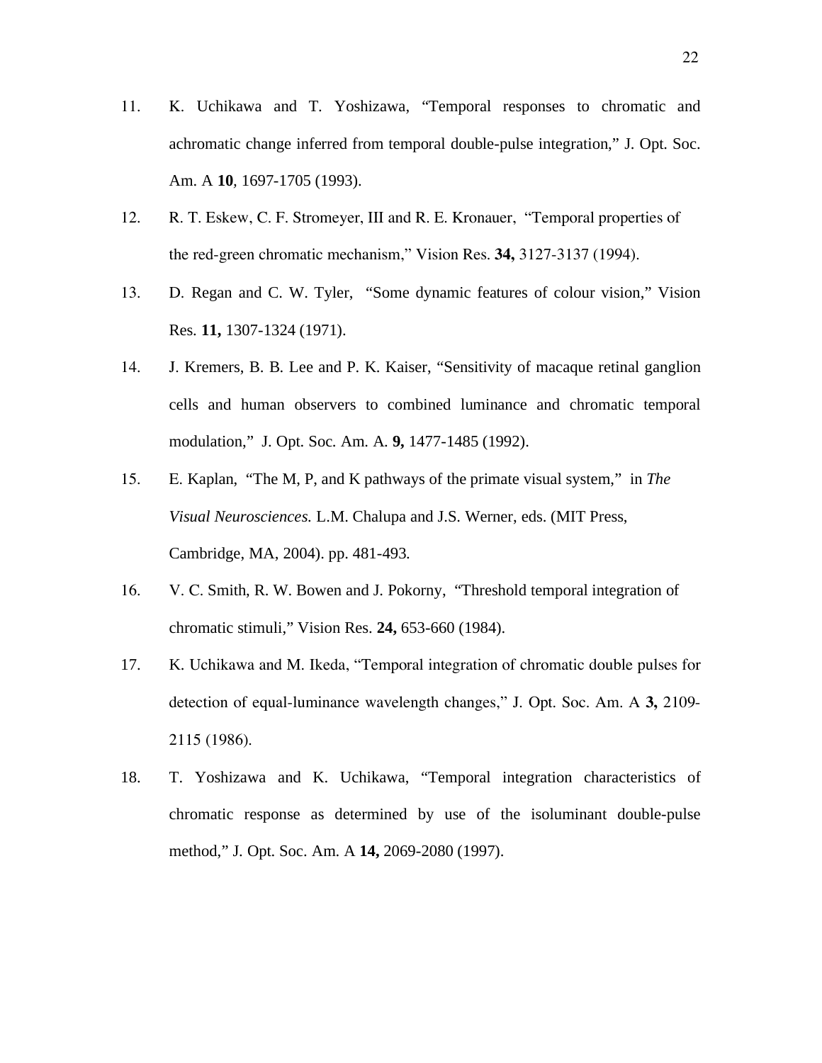11. K. Uchikawa and T. Yoshizawa, "Temporal responses to chromatic and achromatic change inferred from temporal double-pulse integration," J. Opt. Soc. Am. A **10**, 1697-1705 (1993).

12. R. T. Eskew, C. F. Stromeyer, III and R. E. Kronauer, "Temporal properties of the red-green chromatic mechanism," Vision Res. **34,** 3127-3137 (1994).

13. D. Regan and C. W. Tyler, "Some dynamic features of colour vision," Vision Res. **11,** 1307-1324 (1971).

14. J. Kremers, B. B. Lee and P. K. Kaiser, "Sensitivity of macaque retinal ganglion cells and human observers to combined luminance and chromatic temporal modulation," J. Opt. Soc. Am. A. **9,** 1477-1485 (1992).

15. E. Kaplan, "The M, P, and K pathways of the primate visual system," in *The Visual Neurosciences.* L.M. Chalupa and J.S. Werner, eds. (MIT Press, Cambridge, MA, 2004). pp. 481-493.

16. V. C. Smith, R. W. Bowen and J. Pokorny, "Threshold temporal integration of chromatic stimuli," Vision Res. **24,** 653-660 (1984).

17. K. Uchikawa and M. Ikeda, "Temporal integration of chromatic double pulses for detection of equal-luminance wavelength changes," J. Opt. Soc. Am. A **3,** 2109-2115 (1986).

18. T. Yoshizawa and K. Uchikawa, "Temporal integration characteristics of chromatic response as determined by use of the isoluminant double-pulse method," J. Opt. Soc. Am. A **14,** 2069-2080 (1997).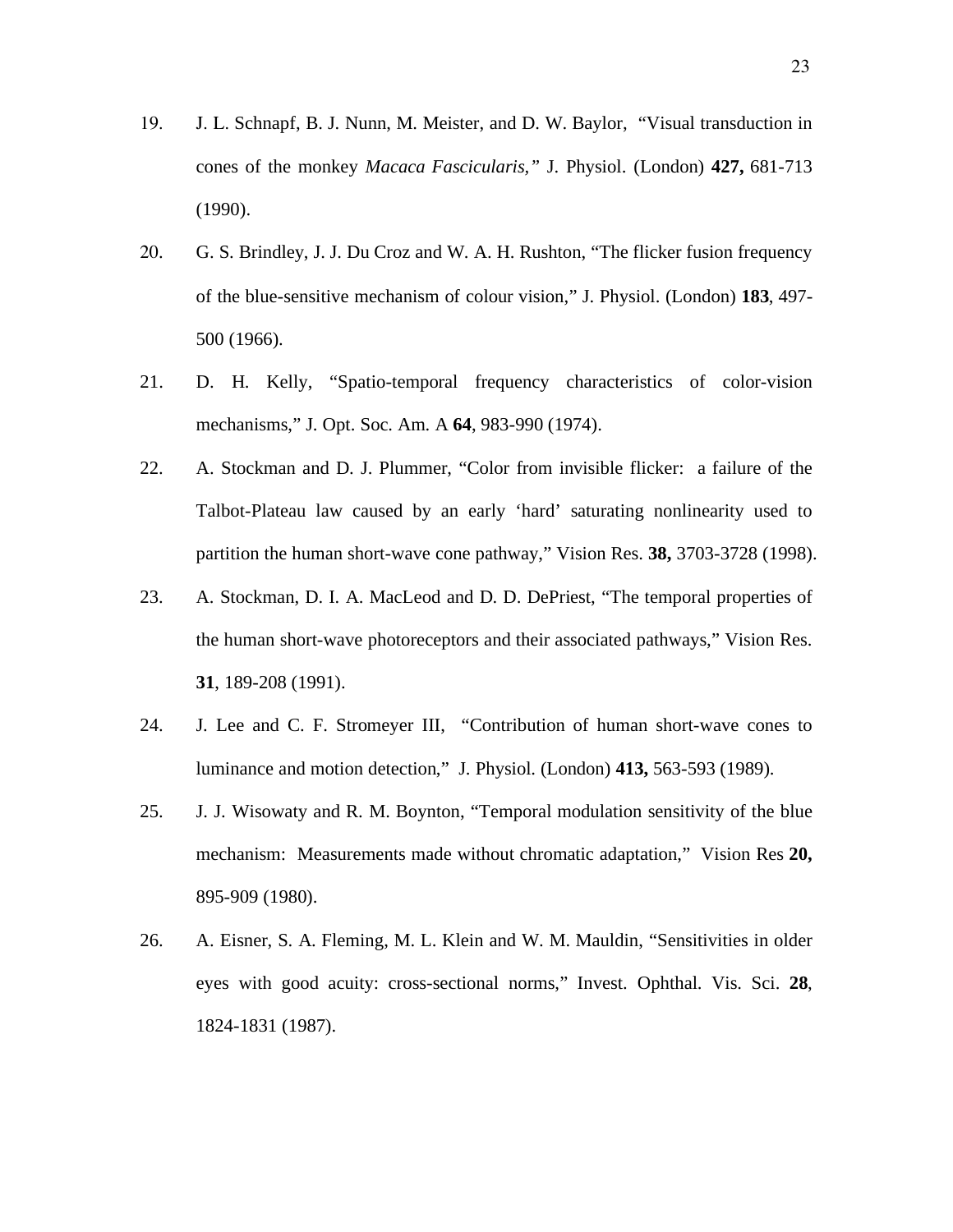19. J. L. Schnapf, B. J. Nunn, M. Meister, and D. W. Baylor, "Visual transduction in cones of the monkey *Macaca Fascicularis,"* J. Physiol. (London) **427,** 681-713 (1990).

20. G. S. Brindley, J. J. Du Croz and W. A. H. Rushton, "The flicker fusion frequency of the blue-sensitive mechanism of colour vision," J. Physiol. (London) **183**, 497-500 (1966).

21. D. H. Kelly, "Spatio-temporal frequency characteristics of color-vision mechanisms," J. Opt. Soc. Am. A **64**, 983-990 (1974).

22. A. Stockman and D. J. Plummer, "Color from invisible flicker: a failure of the Talbot-Plateau law caused by an early 'hard' saturating nonlinearity used to partition the human short-wave cone pathway," Vision Res. **38,** 3703-3728 (1998).

23. A. Stockman, D. I. A. MacLeod and D. D. DePriest, "The temporal properties of the human short-wave photoreceptors and their associated pathways," Vision Res. **31**, 189-208 (1991).

24. J. Lee and C. F. Stromeyer III, "Contribution of human short-wave cones to luminance and motion detection," J. Physiol. (London) **413,** 563-593 (1989).

25. J. J. Wisowaty and R. M. Boynton, "Temporal modulation sensitivity of the blue mechanism: Measurements made without chromatic adaptation," Vision Res **20,** 895-909 (1980).

26. A. Eisner, S. A. Fleming, M. L. Klein and W. M. Mauldin, "Sensitivities in older eyes with good acuity: cross-sectional norms," Invest. Ophthal. Vis. Sci. **28**, 1824-1831 (1987).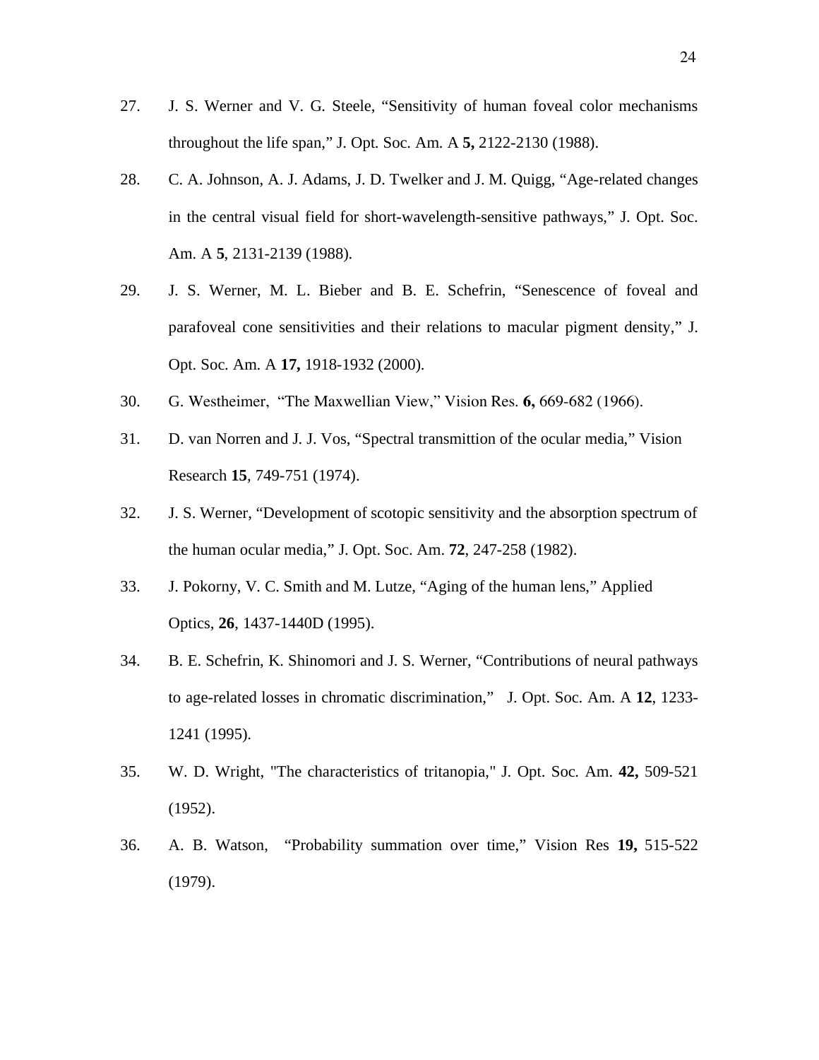27. J. S. Werner and V. G. Steele, “Sensitivity of human foveal color mechanisms throughout the life span,” J. Opt. Soc. Am. A **5,** 2122-2130 (1988).

28. C. A. Johnson, A. J. Adams, J. D. Twelker and J. M. Quigg, “Age-related changes in the central visual field for short-wavelength-sensitive pathways,” J. Opt. Soc. Am. A **5**, 2131-2139 (1988).

29. J. S. Werner, M. L. Bieber and B. E. Schefrin, “Senescence of foveal and parafoveal cone sensitivities and their relations to macular pigment density,” J. Opt. Soc. Am. A **17,** 1918-1932 (2000).

30. G. Westheimer, “The Maxwellian View,” Vision Res. **6,** 669-682 (1966).

31. D. van Norren and J. J. Vos, “Spectral transmittion of the ocular media,” Vision Research **15**, 749-751 (1974).

32. J. S. Werner, “Development of scotopic sensitivity and the absorption spectrum of the human ocular media,” J. Opt. Soc. Am. **72**, 247-258 (1982).

33. J. Pokorny, V. C. Smith and M. Lutze, “Aging of the human lens,” Applied Optics, **26**, 1437-1440D (1995).

34. B. E. Schefrin, K. Shinomori and J. S. Werner, “Contributions of neural pathways to age-related losses in chromatic discrimination,” J. Opt. Soc. Am. A **12**, 1233-1241 (1995).

35. W. D. Wright, "The characteristics of tritanopia," J. Opt. Soc. Am. **42,** 509-521 (1952).

36. A. B. Watson, “Probability summation over time,” Vision Res **19,** 515-522 (1979).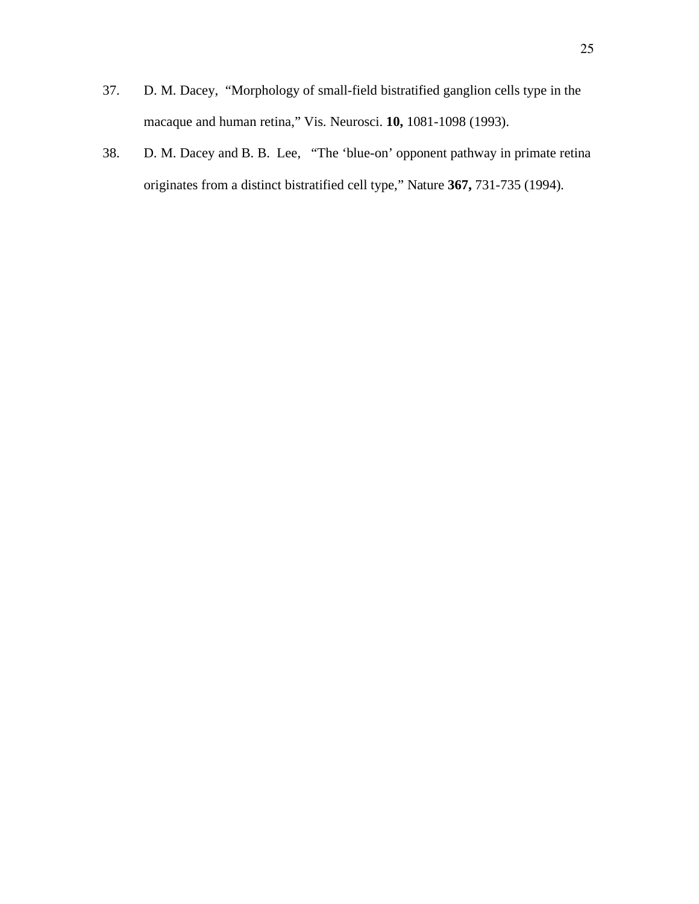37. D. M. Dacey, "Morphology of small-field bistratified ganglion cells type in the macaque and human retina," Vis. Neurosci. **10,** 1081-1098 (1993).

38. D. M. Dacey and B. B. Lee, "The 'blue-on' opponent pathway in primate retina originates from a distinct bistratified cell type," Nature **367,** 731-735 (1994).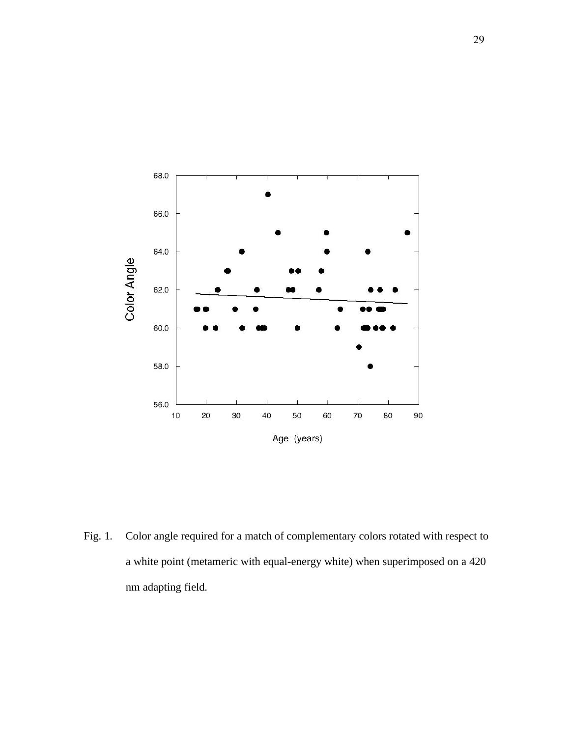Fig. 1. Color angle required for a match of complementary colors rotated with respect to a white point (metameric with equal-energy white) when superimposed on a 420 nm adapting field.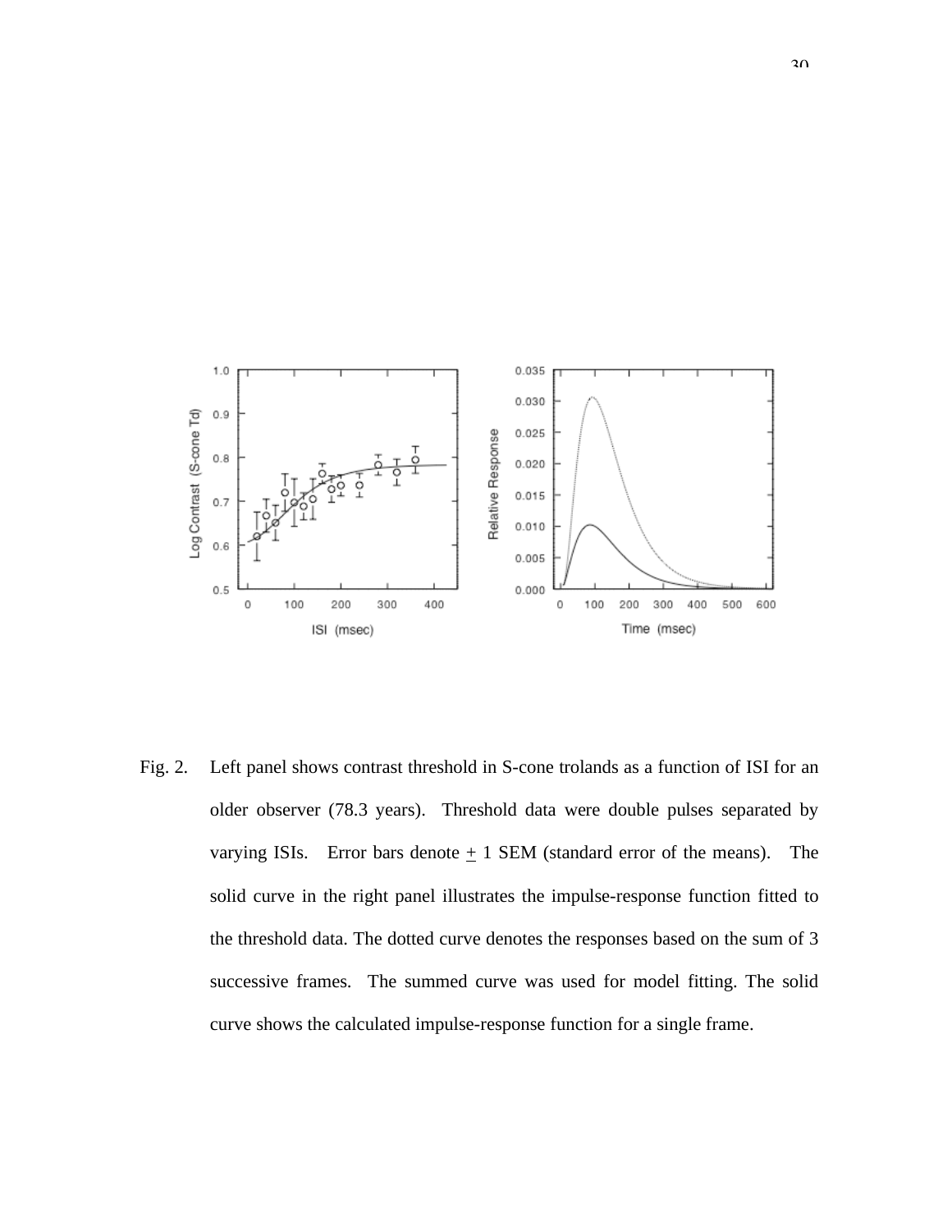Fig. 2. Left panel shows contrast threshold in S-cone trolands as a function of ISI for an older observer (78.3 years). Threshold data were double pulses separated by varying ISIs. Error bars denote ± 1 SEM (standard error of the means). The solid curve in the right panel illustrates the impulse-response function fitted to the threshold data. The dotted curve denotes the responses based on the sum of 3 successive frames. The summed curve was used for model fitting. The solid curve shows the calculated impulse-response function for a single frame.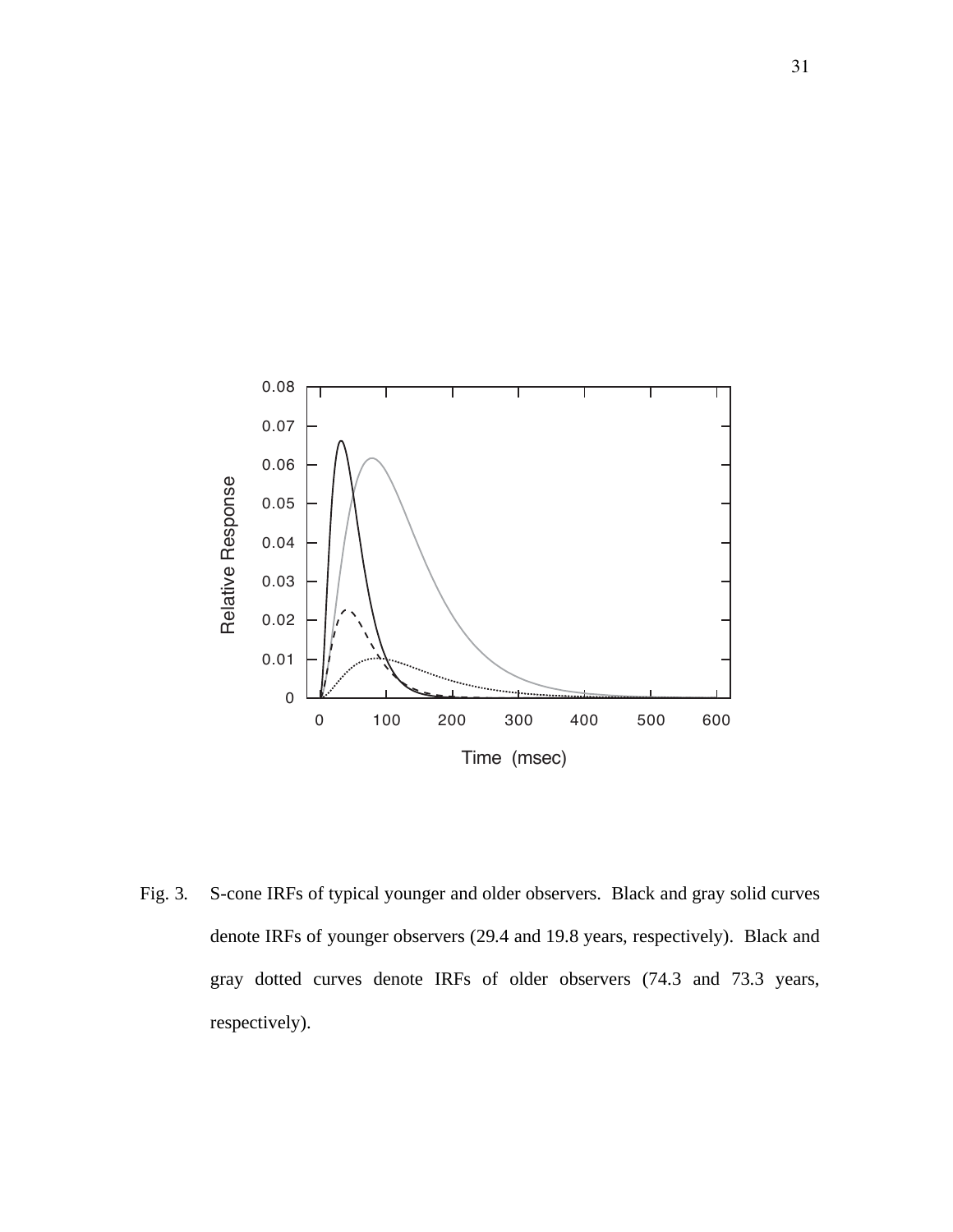Fig. 3. S-cone IRFs of typical younger and older observers. Black and gray solid curves denote IRFs of younger observers (29.4 and 19.8 years, respectively). Black and gray dotted curves denote IRFs of older observers (74.3 and 73.3 years, respectively).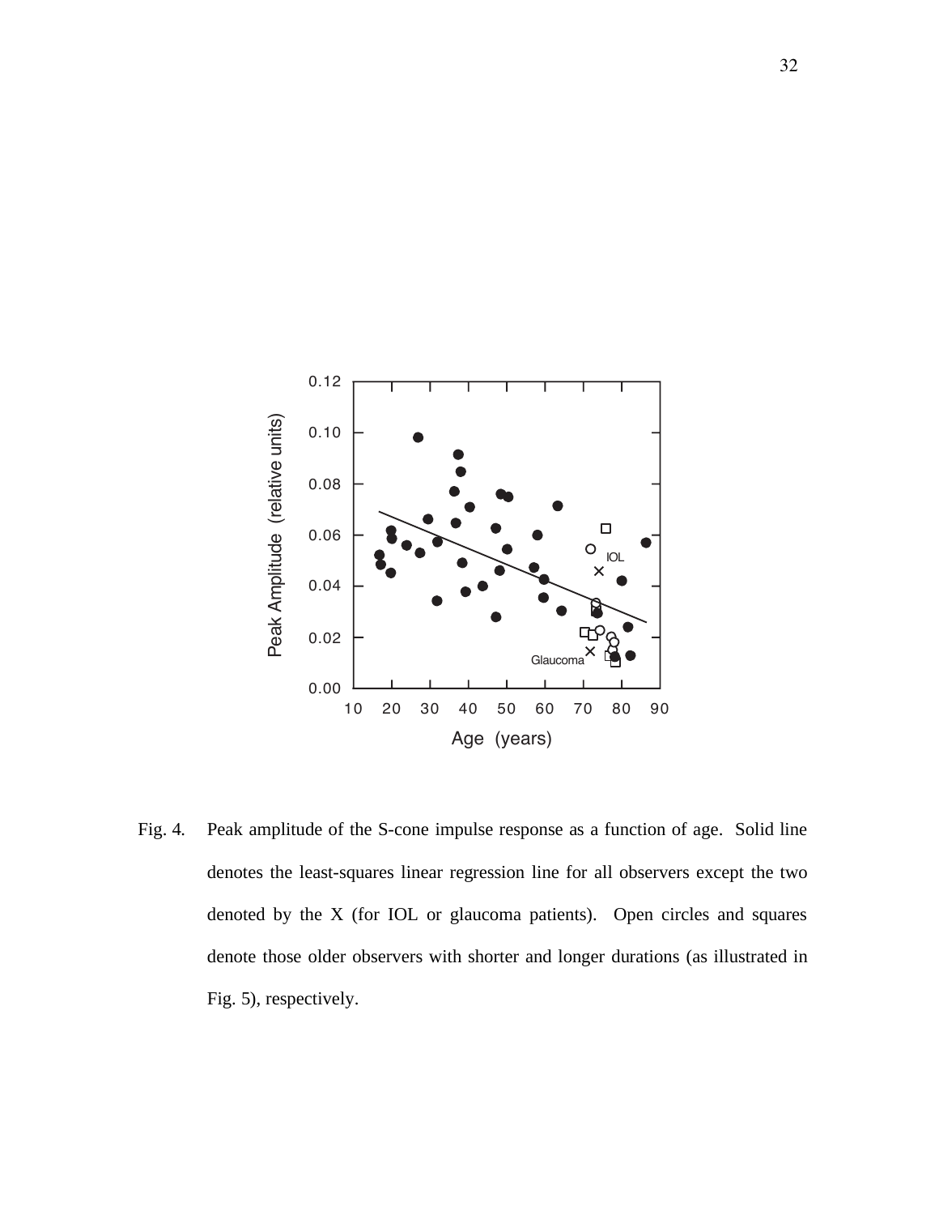Fig. 4. Peak amplitude of the S-cone impulse response as a function of age. Solid line denotes the least-squares linear regression line for all observers except the two denoted by the X (for IOL or glaucoma patients). Open circles and squares denote those older observers with shorter and longer durations (as illustrated in Fig. 5), respectively.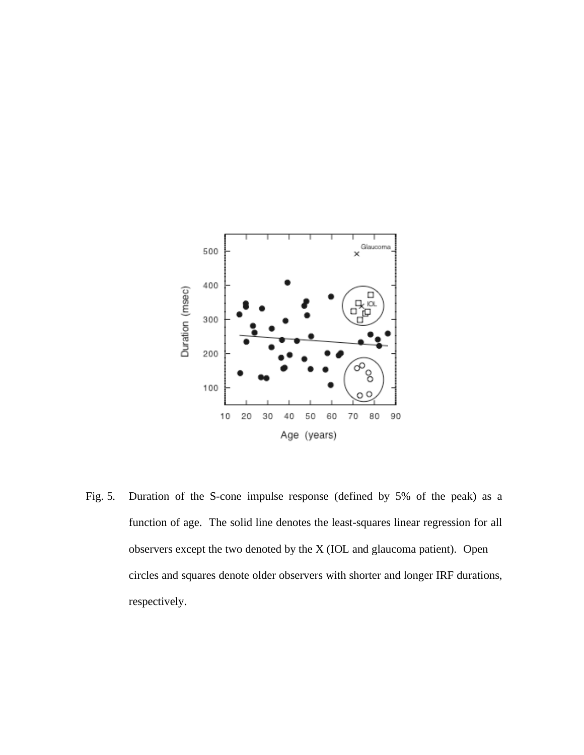Fig. 5. Duration of the S-cone impulse response (defined by 5% of the peak) as a function of age. The solid line denotes the least-squares linear regression for all observers except the two denoted by the X (IOL and glaucoma patient). Open circles and squares denote older observers with shorter and longer IRF durations, respectively.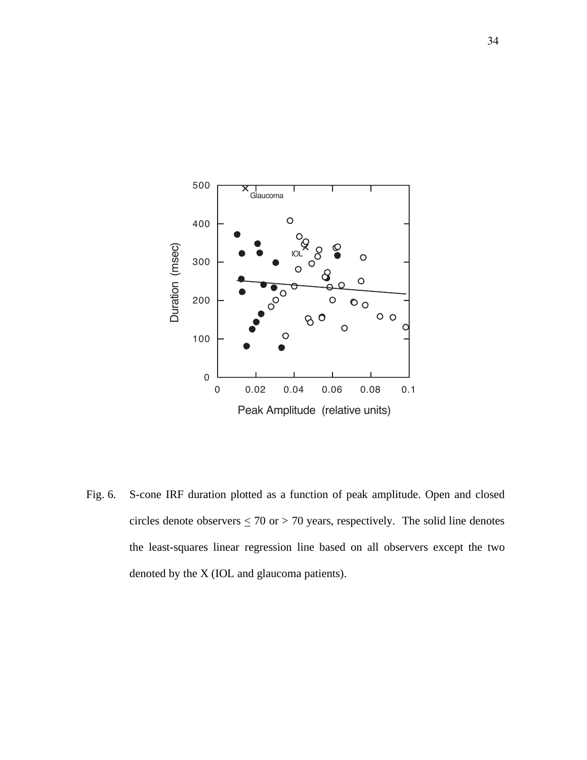Fig. 6. S-cone IRF duration plotted as a function of peak amplitude. Open and closed circles denote observers $\leq$ 70 or > 70 years, respectively. The solid line denotes the least-squares linear regression line based on all observers except the two denoted by the X (IOL and glaucoma patients).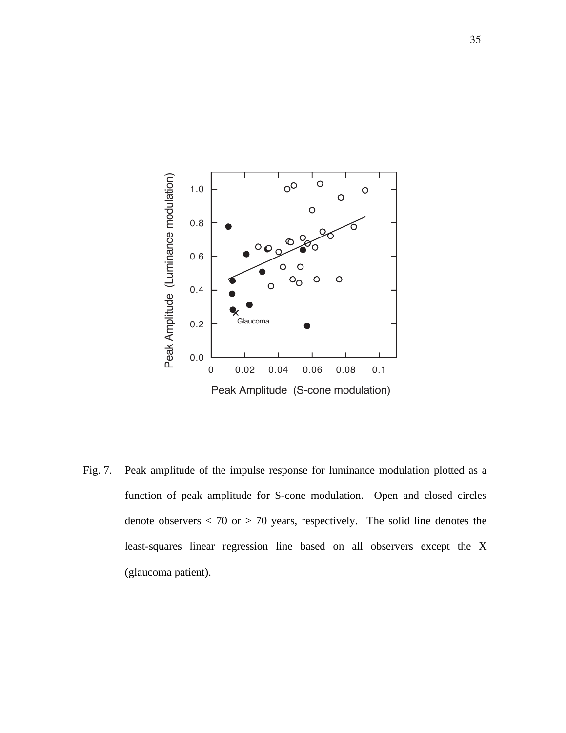Fig. 7. Peak amplitude of the impulse response for luminance modulation plotted as a function of peak amplitude for S-cone modulation. Open and closed circles denote observers ≤ 70 or > 70 years, respectively. The solid line denotes the least-squares linear regression line based on all observers except the X (glaucoma patient).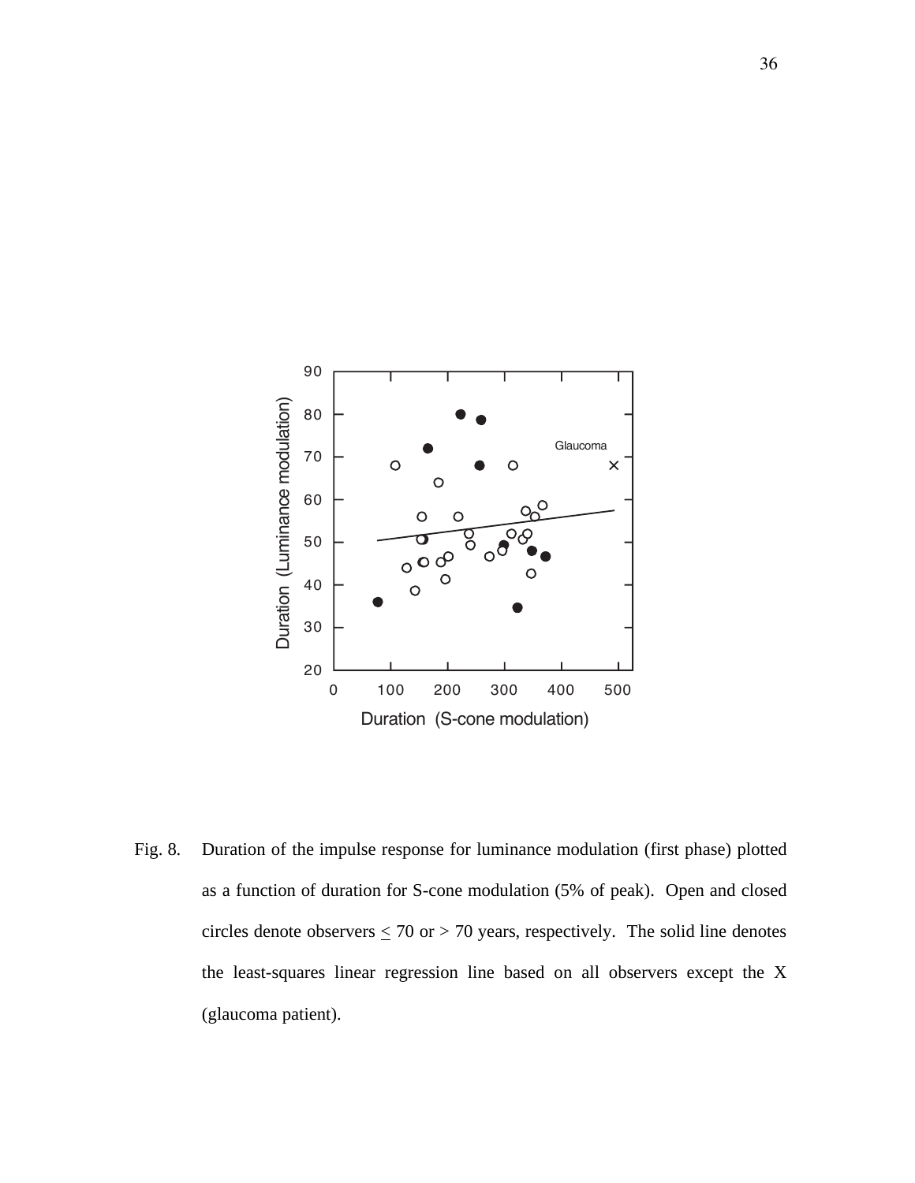Fig. 8. Duration of the impulse response for luminance modulation (first phase) plotted as a function of duration for S-cone modulation (5% of peak). Open and closed circles denote observers $\leq$ 70 or > 70 years, respectively. The solid line denotes the least-squares linear regression line based on all observers except the X (glaucoma patient).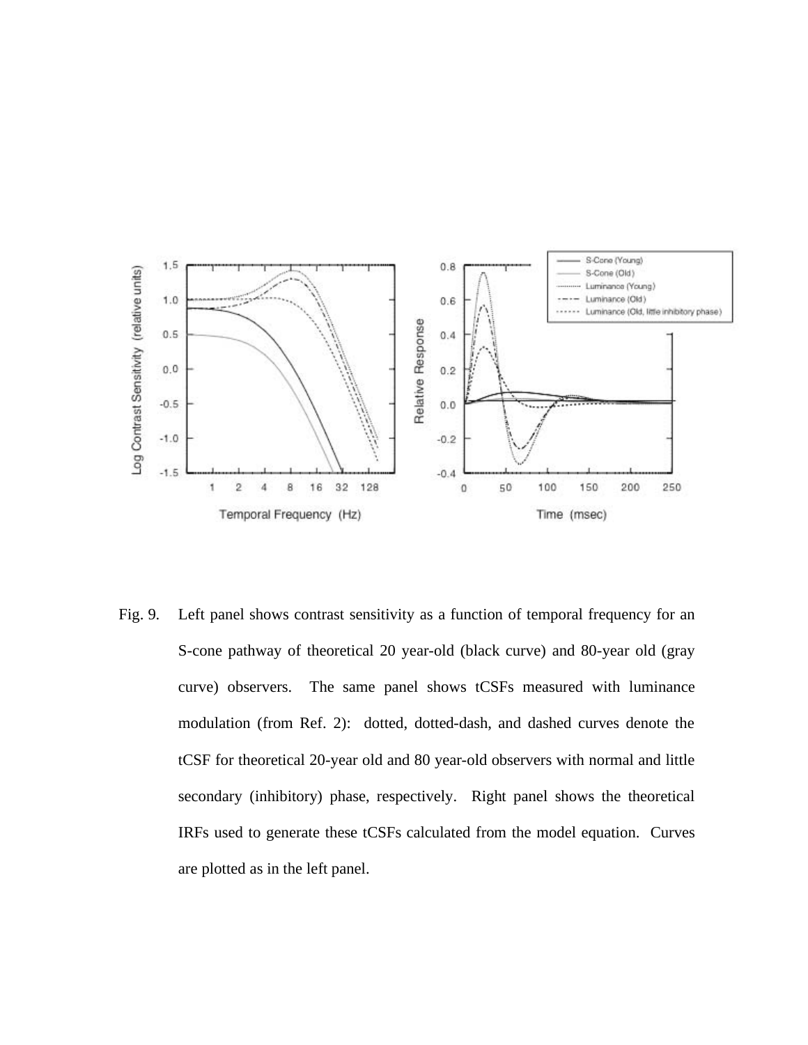Log Contrast Sensitivity (relative units)

1.5
1.0
0.5
0.0
-0.5
-1.0
-1.5

1 2 4 8 16 32 128

Temporal Frequency (Hz)

Relative Response

0.8
0.6
0.4
0.2
0.0
-0.2
-0.4

0 50 100 150 200 250

Time (msec)

S-Cone (Young)
S-Cone (Old)
Luminance (Young)
Luminance (Old)
Luminance (Old, little inhibitory phase)

Fig. 9. Left panel shows contrast sensitivity as a function of temporal frequency for an S-cone pathway of theoretical 20 year-old (black curve) and 80-year old (gray curve) observers. The same panel shows tCSFs measured with luminance modulation (from Ref. 2): dotted, dotted-dash, and dashed curves denote the tCSF for theoretical 20-year old and 80 year-old observers with normal and little secondary (inhibitory) phase, respectively. Right panel shows the theoretical IRFs used to generate these tCSFs calculated from the model equation. Curves are plotted as in the left panel.